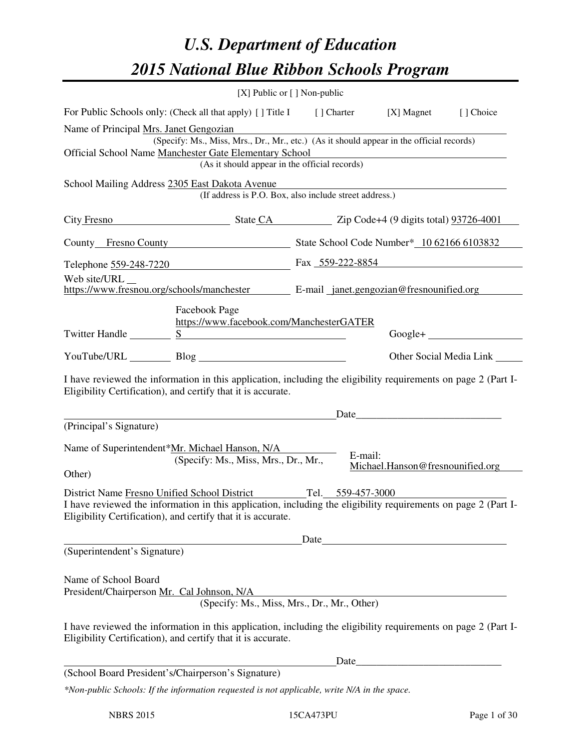# U.S. Department of Education

# 2015 National Blue Ribbon Schools Program

[X] Public or [ ] Non-public

For Public Schools only: (Check all that apply) [ ] Title I [ ] Charter [X] Magnet [ ] Choice

Name of Principal Mrs. Janet Gengozian

(Specify: Ms., Miss, Mrs., Dr., Mr., etc.) (As it should appear in the official records)

Official School Name Manchester Gate Elementary School

(As it should appear in the official records)

School Mailing Address 2305 East Dakota Avenue

(If address is P.O. Box, also include street address.)

City Fresno State CA Zip Code+4 (9 digits total) 93726-4001

County Fresno County State School Code Number* 10 62166 6103832

Telephone 559-248-7220 Fax 559-222-8854

Web site/URL https://www.fresnou.org/schools/manchester E-mail janet.gengozian@fresnounified.org

Twitter Handle ________ Facebook Page https://www.facebook.com/ManchesterGATERS Google+ ________

YouTube/URL ________ Blog ________ Other Social Media Link ________

I have reviewed the information in this application, including the eligibility requirements on page 2 (Part I-Eligibility Certification), and certify that it is accurate.

_______________________________ Date_______________

(Principal's Signature)

Name of Superintendent*Mr. Michael Hanson, N/A E-mail: Michael.Hanson@fresnounified.org

(Specify: Ms., Miss, Mrs., Dr., Mr., Other)

District Name Fresno Unified School District Tel. 559-457-3000

I have reviewed the information in this application, including the eligibility requirements on page 2 (Part I-Eligibility Certification), and certify that it is accurate.

_______________________________ Date_______________

(Superintendent's Signature)

Name of School Board President/Chairperson Mr. Cal Johnson, N/A

(Specify: Ms., Miss, Mrs., Dr., Mr., Other)

I have reviewed the information in this application, including the eligibility requirements on page 2 (Part I-Eligibility Certification), and certify that it is accurate.

_______________________________ Date_______________

(School Board President's/Chairperson's Signature)

*\*Non-public Schools: If the information requested is not applicable, write N/A in the space.*

NBRS 2015 15CA473PU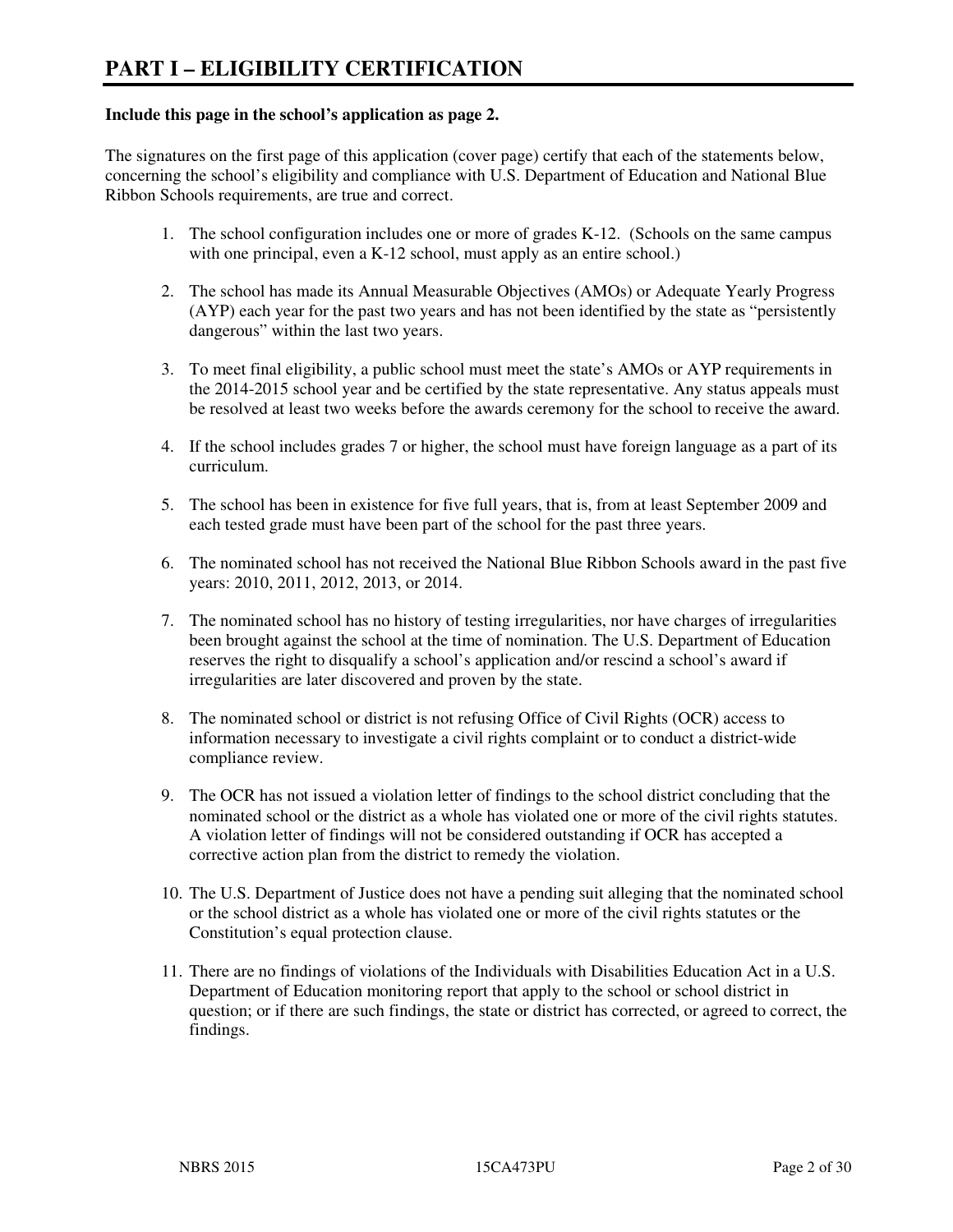# PART I – ELIGIBILITY CERTIFICATION

**Include this page in the school's application as page 2.**

The signatures on the first page of this application (cover page) certify that each of the statements below, concerning the school's eligibility and compliance with U.S. Department of Education and National Blue Ribbon Schools requirements, are true and correct.

1. The school configuration includes one or more of grades K-12. (Schools on the same campus with one principal, even a K-12 school, must apply as an entire school.)

2. The school has made its Annual Measurable Objectives (AMOs) or Adequate Yearly Progress (AYP) each year for the past two years and has not been identified by the state as "persistently dangerous" within the last two years.

3. To meet final eligibility, a public school must meet the state's AMOs or AYP requirements in the 2014-2015 school year and be certified by the state representative. Any status appeals must be resolved at least two weeks before the awards ceremony for the school to receive the award.

4. If the school includes grades 7 or higher, the school must have foreign language as a part of its curriculum.

5. The school has been in existence for five full years, that is, from at least September 2009 and each tested grade must have been part of the school for the past three years.

6. The nominated school has not received the National Blue Ribbon Schools award in the past five years: 2010, 2011, 2012, 2013, or 2014.

7. The nominated school has no history of testing irregularities, nor have charges of irregularities been brought against the school at the time of nomination. The U.S. Department of Education reserves the right to disqualify a school's application and/or rescind a school's award if irregularities are later discovered and proven by the state.

8. The nominated school or district is not refusing Office of Civil Rights (OCR) access to information necessary to investigate a civil rights complaint or to conduct a district-wide compliance review.

9. The OCR has not issued a violation letter of findings to the school district concluding that the nominated school or the district as a whole has violated one or more of the civil rights statutes. A violation letter of findings will not be considered outstanding if OCR has accepted a corrective action plan from the district to remedy the violation.

10. The U.S. Department of Justice does not have a pending suit alleging that the nominated school or the school district as a whole has violated one or more of the civil rights statutes or the Constitution's equal protection clause.

11. There are no findings of violations of the Individuals with Disabilities Education Act in a U.S. Department of Education monitoring report that apply to the school or school district in question; or if there are such findings, the state or district has corrected, or agreed to correct, the findings.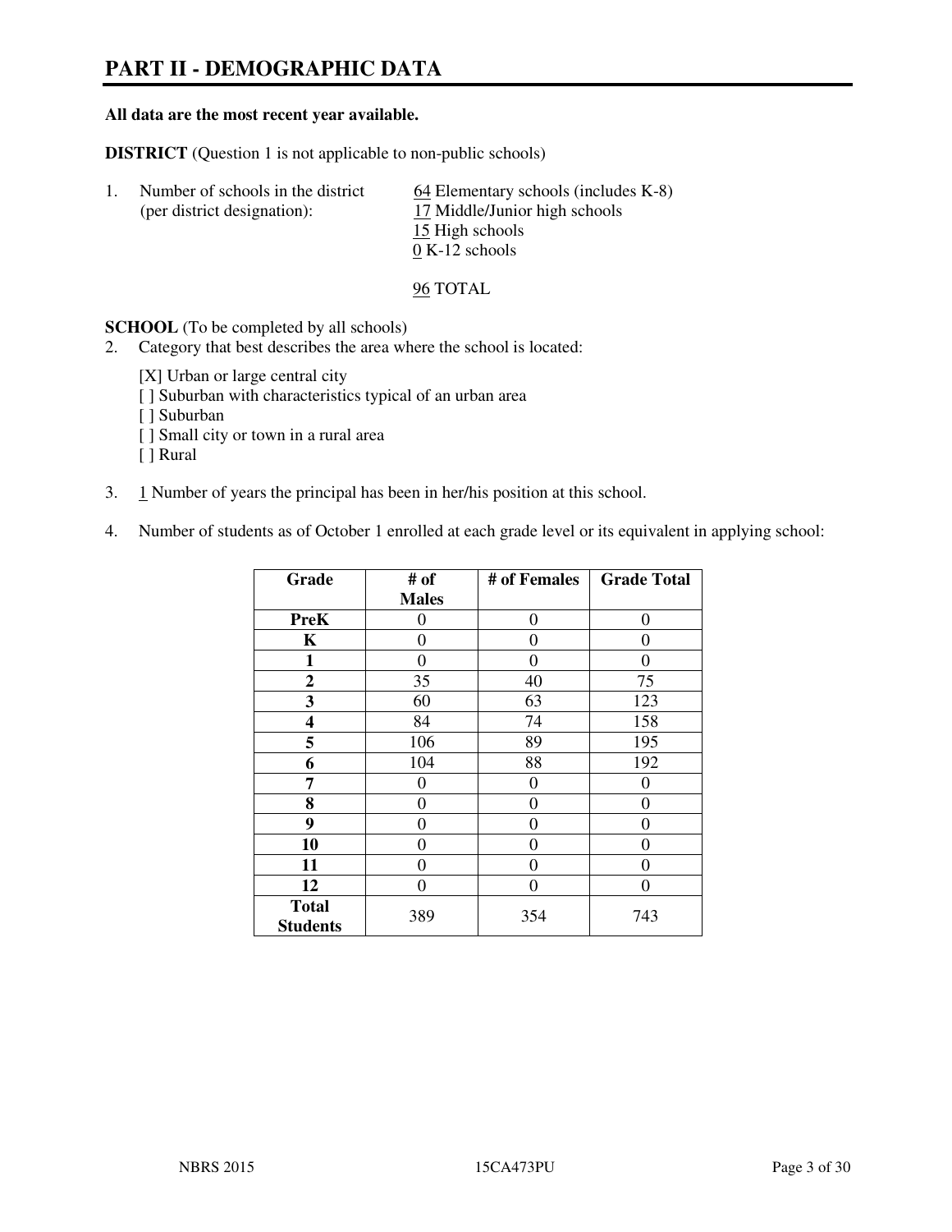# PART II - DEMOGRAPHIC DATA

**All data are the most recent year available.**

**DISTRICT** (Question 1 is not applicable to non-public schools)

1. Number of schools in the district (per district designation):
   - 64 Elementary schools (includes K-8)
   - 17 Middle/Junior high schools
   - 15 High schools
   - 0 K-12 schools

   96 TOTAL

**SCHOOL** (To be completed by all schools)

2. Category that best describes the area where the school is located:

   [X] Urban or large central city
   [ ] Suburban with characteristics typical of an urban area
   [ ] Suburban
   [ ] Small city or town in a rural area
   [ ] Rural

3. 1 Number of years the principal has been in her/his position at this school.

4. Number of students as of October 1 enrolled at each grade level or its equivalent in applying school:

| Grade | # of Males | # of Females | Grade Total |
|---|---|---|---|
| **PreK** | 0 | 0 | 0 |
| **K** | 0 | 0 | 0 |
| **1** | 0 | 0 | 0 |
| **2** | 35 | 40 | 75 |
| **3** | 60 | 63 | 123 |
| **4** | 84 | 74 | 158 |
| **5** | 106 | 89 | 195 |
| **6** | 104 | 88 | 192 |
| **7** | 0 | 0 | 0 |
| **8** | 0 | 0 | 0 |
| **9** | 0 | 0 | 0 |
| **10** | 0 | 0 | 0 |
| **11** | 0 | 0 | 0 |
| **12** | 0 | 0 | 0 |
| **Total Students** | 389 | 354 | 743 |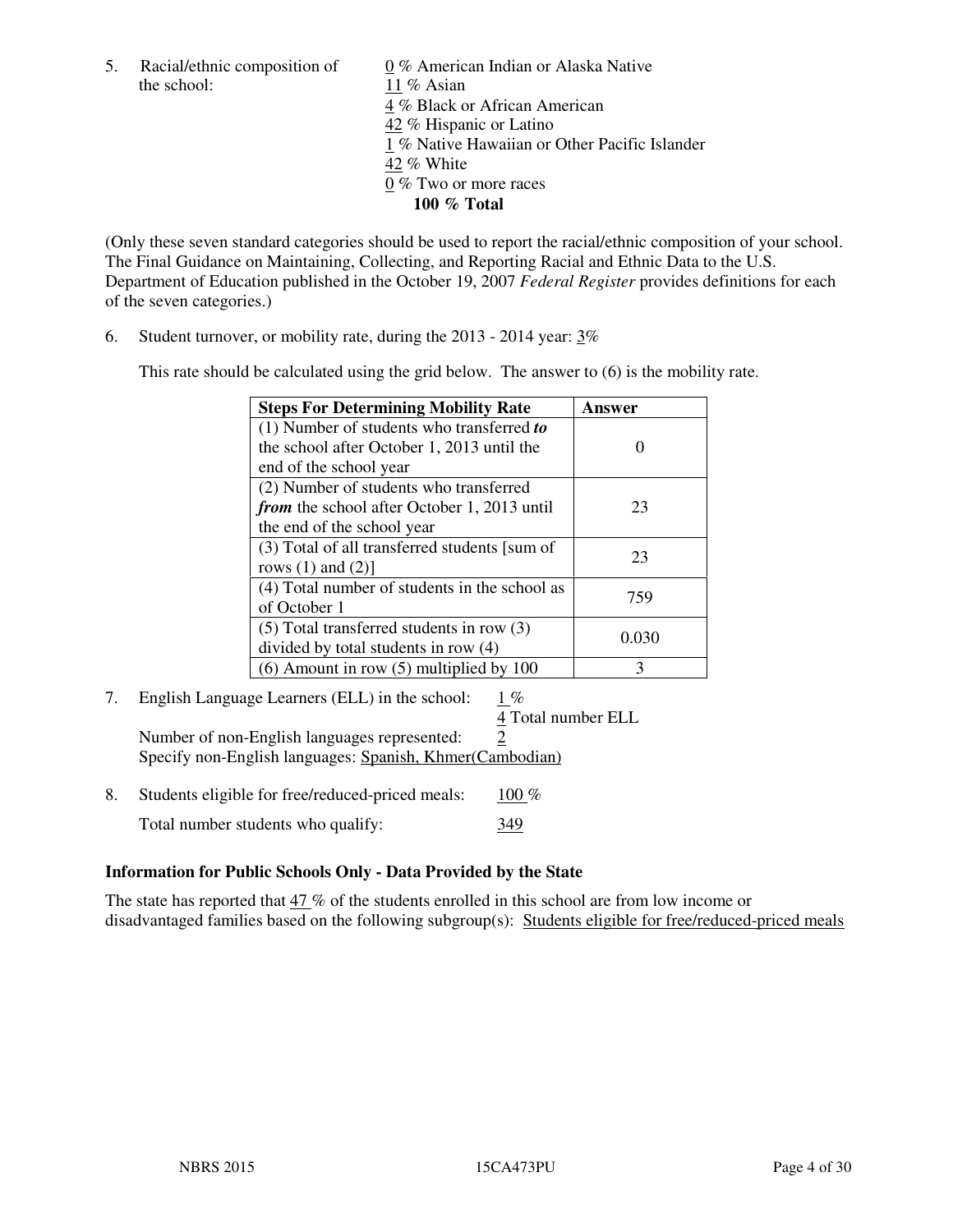5. Racial/ethnic composition of the school:
   0 % American Indian or Alaska Native
   11 % Asian
   4 % Black or African American
   42 % Hispanic or Latino
   1 % Native Hawaiian or Other Pacific Islander
   42 % White
   0 % Two or more races
   **100 % Total**

(Only these seven standard categories should be used to report the racial/ethnic composition of your school. The Final Guidance on Maintaining, Collecting, and Reporting Racial and Ethnic Data to the U.S. Department of Education published in the October 19, 2007 *Federal Register* provides definitions for each of the seven categories.)

6. Student turnover, or mobility rate, during the 2013 - 2014 year: 3%

   This rate should be calculated using the grid below. The answer to (6) is the mobility rate.

| Steps For Determining Mobility Rate | Answer |
|---|---|
| (1) Number of students who transferred ***to*** the school after October 1, 2013 until the end of the school year | 0 |
| (2) Number of students who transferred ***from*** the school after October 1, 2013 until the end of the school year | 23 |
| (3) Total of all transferred students [sum of rows (1) and (2)] | 23 |
| (4) Total number of students in the school as of October 1 | 759 |
| (5) Total transferred students in row (3) divided by total students in row (4) | 0.030 |
| (6) Amount in row (5) multiplied by 100 | 3 |

7. English Language Learners (ELL) in the school: 1 %
   4 Total number ELL
   Number of non-English languages represented: 2
   Specify non-English languages: Spanish, Khmer(Cambodian)

8. Students eligible for free/reduced-priced meals: 100 %
   Total number students who qualify: 349

**Information for Public Schools Only - Data Provided by the State**

The state has reported that 47 % of the students enrolled in this school are from low income or disadvantaged families based on the following subgroup(s): Students eligible for free/reduced-priced meals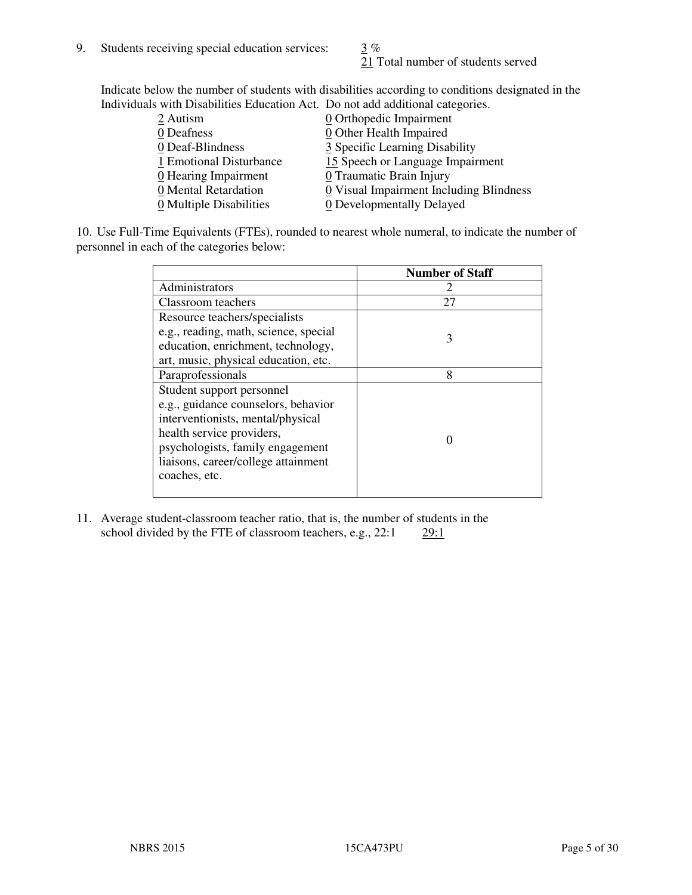9. Students receiving special education services: 3 %
   21 Total number of students served

   Indicate below the number of students with disabilities according to conditions designated in the Individuals with Disabilities Education Act. Do not add additional categories.

   2 Autism
   0 Deafness
   0 Deaf-Blindness
   1 Emotional Disturbance
   0 Hearing Impairment
   0 Mental Retardation
   0 Multiple Disabilities
   0 Orthopedic Impairment
   0 Other Health Impaired
   3 Specific Learning Disability
   15 Speech or Language Impairment
   0 Traumatic Brain Injury
   0 Visual Impairment Including Blindness
   0 Developmentally Delayed

10. Use Full-Time Equivalents (FTEs), rounded to nearest whole numeral, to indicate the number of personnel in each of the categories below:

| | Number of Staff |
|---|---|
| Administrators | 2 |
| Classroom teachers | 27 |
| Resource teachers/specialists e.g., reading, math, science, special education, enrichment, technology, art, music, physical education, etc. | 3 |
| Paraprofessionals | 8 |
| Student support personnel e.g., guidance counselors, behavior interventionists, mental/physical health service providers, psychologists, family engagement liaisons, career/college attainment coaches, etc. | 0 |

11. Average student-classroom teacher ratio, that is, the number of students in the school divided by the FTE of classroom teachers, e.g., 22:1 29:1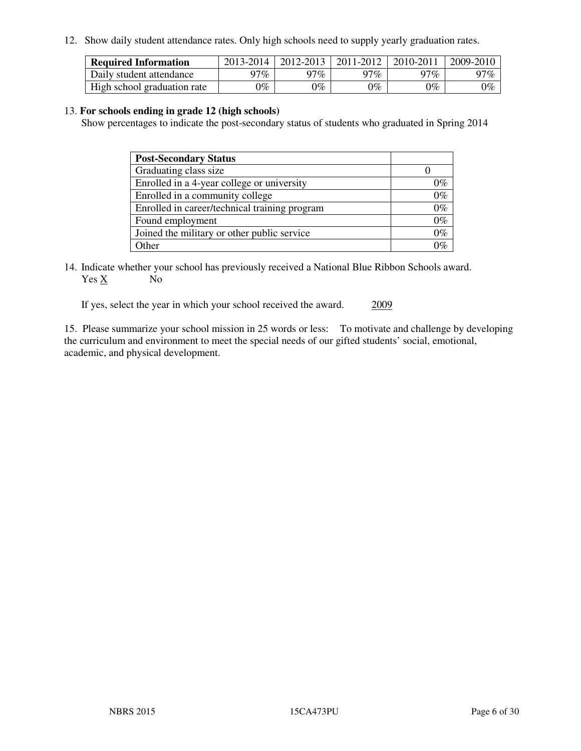12. Show daily student attendance rates. Only high schools need to supply yearly graduation rates.

| **Required Information** | 2013-2014 | 2012-2013 | 2011-2012 | 2010-2011 | 2009-2010 |
|---|---|---|---|---|---|
| Daily student attendance | 97% | 97% | 97% | 97% | 97% |
| High school graduation rate | 0% | 0% | 0% | 0% | 0% |

13. **For schools ending in grade 12 (high schools)**
Show percentages to indicate the post-secondary status of students who graduated in Spring 2014

| **Post-Secondary Status** | |
|---|---|
| Graduating class size | 0 |
| Enrolled in a 4-year college or university | 0% |
| Enrolled in a community college | 0% |
| Enrolled in career/technical training program | 0% |
| Found employment | 0% |
| Joined the military or other public service | 0% |
| Other | 0% |

14. Indicate whether your school has previously received a National Blue Ribbon Schools award.
Yes X No

If yes, select the year in which your school received the award. 2009

15. Please summarize your school mission in 25 words or less: To motivate and challenge by developing the curriculum and environment to meet the special needs of our gifted students' social, emotional, academic, and physical development.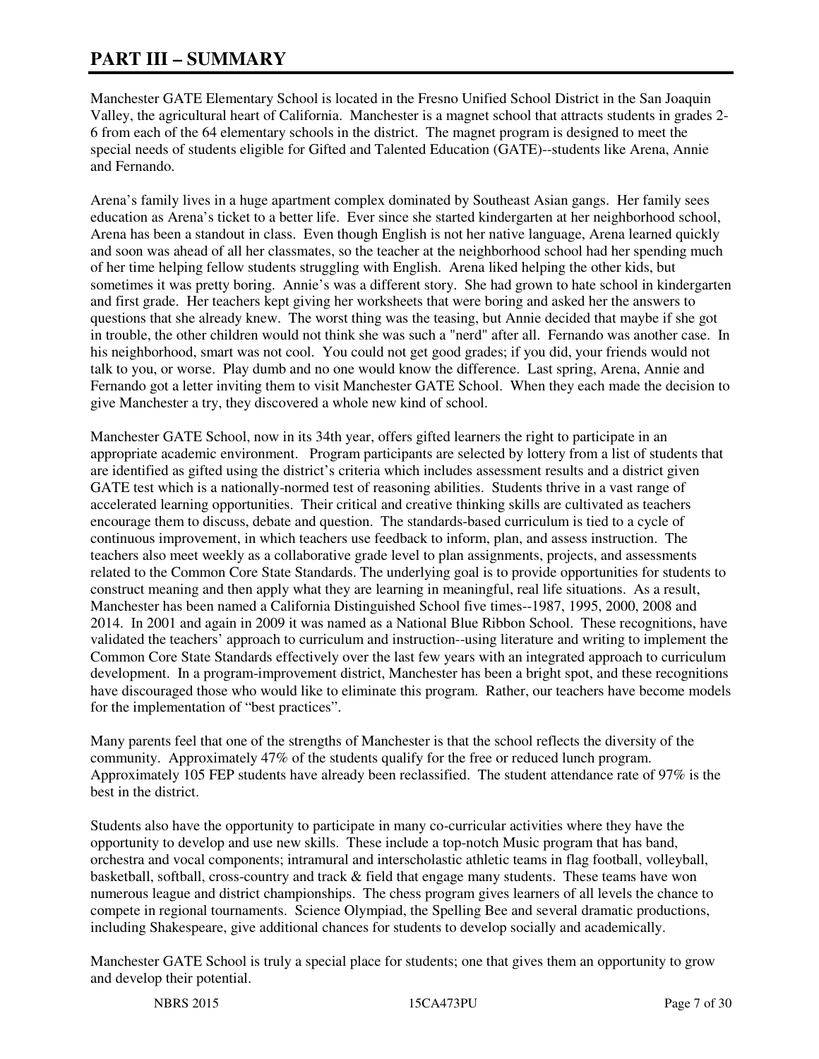# PART III – SUMMARY

Manchester GATE Elementary School is located in the Fresno Unified School District in the San Joaquin Valley, the agricultural heart of California. Manchester is a magnet school that attracts students in grades 2-6 from each of the 64 elementary schools in the district. The magnet program is designed to meet the special needs of students eligible for Gifted and Talented Education (GATE)--students like Arena, Annie and Fernando.

Arena's family lives in a huge apartment complex dominated by Southeast Asian gangs. Her family sees education as Arena's ticket to a better life. Ever since she started kindergarten at her neighborhood school, Arena has been a standout in class. Even though English is not her native language, Arena learned quickly and soon was ahead of all her classmates, so the teacher at the neighborhood school had her spending much of her time helping fellow students struggling with English. Arena liked helping the other kids, but sometimes it was pretty boring. Annie's was a different story. She had grown to hate school in kindergarten and first grade. Her teachers kept giving her worksheets that were boring and asked her the answers to questions that she already knew. The worst thing was the teasing, but Annie decided that maybe if she got in trouble, the other children would not think she was such a "nerd" after all. Fernando was another case. In his neighborhood, smart was not cool. You could not get good grades; if you did, your friends would not talk to you, or worse. Play dumb and no one would know the difference. Last spring, Arena, Annie and Fernando got a letter inviting them to visit Manchester GATE School. When they each made the decision to give Manchester a try, they discovered a whole new kind of school.

Manchester GATE School, now in its 34th year, offers gifted learners the right to participate in an appropriate academic environment. Program participants are selected by lottery from a list of students that are identified as gifted using the district's criteria which includes assessment results and a district given GATE test which is a nationally-normed test of reasoning abilities. Students thrive in a vast range of accelerated learning opportunities. Their critical and creative thinking skills are cultivated as teachers encourage them to discuss, debate and question. The standards-based curriculum is tied to a cycle of continuous improvement, in which teachers use feedback to inform, plan, and assess instruction. The teachers also meet weekly as a collaborative grade level to plan assignments, projects, and assessments related to the Common Core State Standards. The underlying goal is to provide opportunities for students to construct meaning and then apply what they are learning in meaningful, real life situations. As a result, Manchester has been named a California Distinguished School five times--1987, 1995, 2000, 2008 and 2014. In 2001 and again in 2009 it was named as a National Blue Ribbon School. These recognitions, have validated the teachers' approach to curriculum and instruction--using literature and writing to implement the Common Core State Standards effectively over the last few years with an integrated approach to curriculum development. In a program-improvement district, Manchester has been a bright spot, and these recognitions have discouraged those who would like to eliminate this program. Rather, our teachers have become models for the implementation of "best practices".

Many parents feel that one of the strengths of Manchester is that the school reflects the diversity of the community. Approximately 47% of the students qualify for the free or reduced lunch program. Approximately 105 FEP students have already been reclassified. The student attendance rate of 97% is the best in the district.

Students also have the opportunity to participate in many co-curricular activities where they have the opportunity to develop and use new skills. These include a top-notch Music program that has band, orchestra and vocal components; intramural and interscholastic athletic teams in flag football, volleyball, basketball, softball, cross-country and track & field that engage many students. These teams have won numerous league and district championships. The chess program gives learners of all levels the chance to compete in regional tournaments. Science Olympiad, the Spelling Bee and several dramatic productions, including Shakespeare, give additional chances for students to develop socially and academically.

Manchester GATE School is truly a special place for students; one that gives them an opportunity to grow and develop their potential.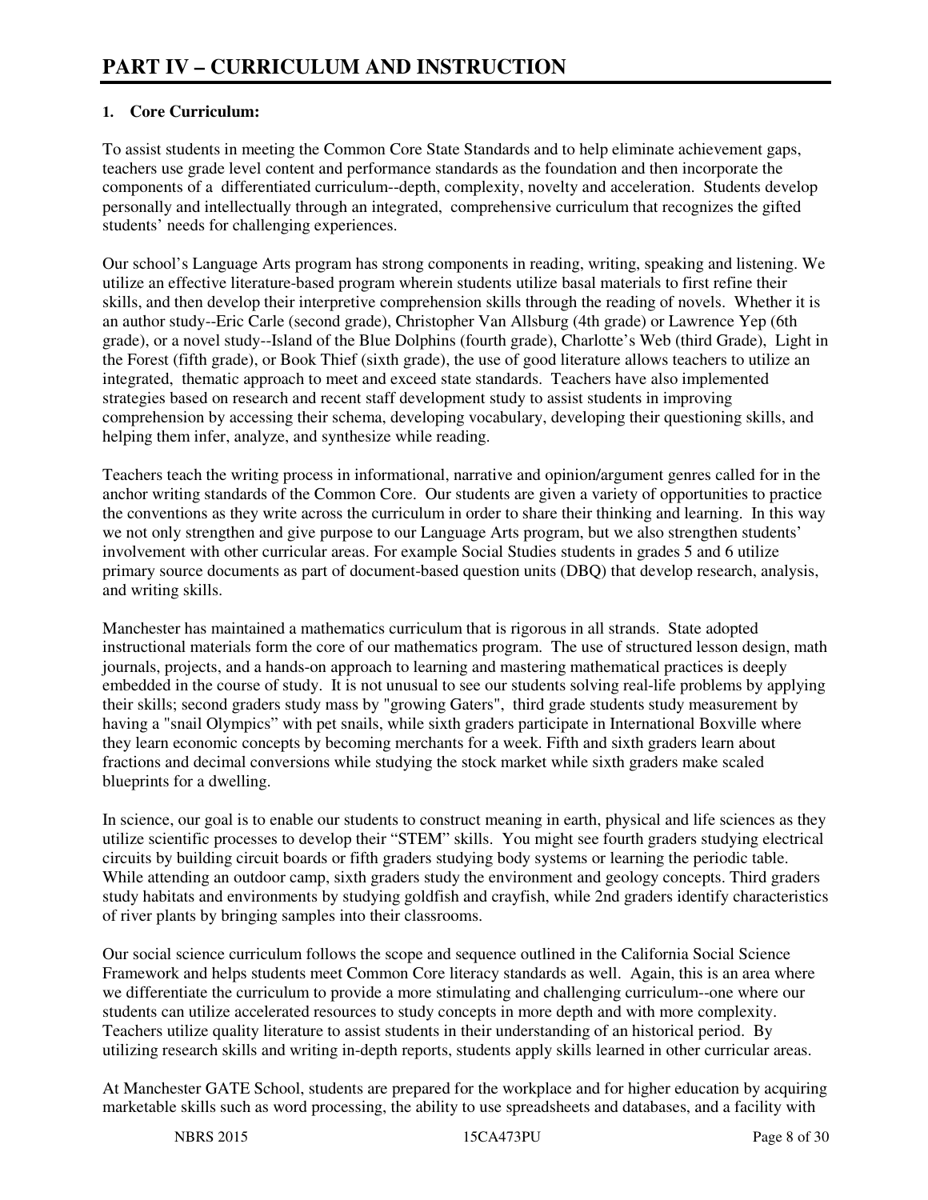# PART IV – CURRICULUM AND INSTRUCTION

**1. Core Curriculum:**

To assist students in meeting the Common Core State Standards and to help eliminate achievement gaps, teachers use grade level content and performance standards as the foundation and then incorporate the components of a differentiated curriculum--depth, complexity, novelty and acceleration. Students develop personally and intellectually through an integrated, comprehensive curriculum that recognizes the gifted students' needs for challenging experiences.

Our school's Language Arts program has strong components in reading, writing, speaking and listening. We utilize an effective literature-based program wherein students utilize basal materials to first refine their skills, and then develop their interpretive comprehension skills through the reading of novels. Whether it is an author study--Eric Carle (second grade), Christopher Van Allsburg (4th grade) or Lawrence Yep (6th grade), or a novel study--Island of the Blue Dolphins (fourth grade), Charlotte's Web (third Grade), Light in the Forest (fifth grade), or Book Thief (sixth grade), the use of good literature allows teachers to utilize an integrated, thematic approach to meet and exceed state standards. Teachers have also implemented strategies based on research and recent staff development study to assist students in improving comprehension by accessing their schema, developing vocabulary, developing their questioning skills, and helping them infer, analyze, and synthesize while reading.

Teachers teach the writing process in informational, narrative and opinion/argument genres called for in the anchor writing standards of the Common Core. Our students are given a variety of opportunities to practice the conventions as they write across the curriculum in order to share their thinking and learning. In this way we not only strengthen and give purpose to our Language Arts program, but we also strengthen students' involvement with other curricular areas. For example Social Studies students in grades 5 and 6 utilize primary source documents as part of document-based question units (DBQ) that develop research, analysis, and writing skills.

Manchester has maintained a mathematics curriculum that is rigorous in all strands. State adopted instructional materials form the core of our mathematics program. The use of structured lesson design, math journals, projects, and a hands-on approach to learning and mastering mathematical practices is deeply embedded in the course of study. It is not unusual to see our students solving real-life problems by applying their skills; second graders study mass by "growing Gaters", third grade students study measurement by having a "snail Olympics" with pet snails, while sixth graders participate in International Boxville where they learn economic concepts by becoming merchants for a week. Fifth and sixth graders learn about fractions and decimal conversions while studying the stock market while sixth graders make scaled blueprints for a dwelling.

In science, our goal is to enable our students to construct meaning in earth, physical and life sciences as they utilize scientific processes to develop their "STEM" skills. You might see fourth graders studying electrical circuits by building circuit boards or fifth graders studying body systems or learning the periodic table. While attending an outdoor camp, sixth graders study the environment and geology concepts. Third graders study habitats and environments by studying goldfish and crayfish, while 2nd graders identify characteristics of river plants by bringing samples into their classrooms.

Our social science curriculum follows the scope and sequence outlined in the California Social Science Framework and helps students meet Common Core literacy standards as well. Again, this is an area where we differentiate the curriculum to provide a more stimulating and challenging curriculum--one where our students can utilize accelerated resources to study concepts in more depth and with more complexity. Teachers utilize quality literature to assist students in their understanding of an historical period. By utilizing research skills and writing in-depth reports, students apply skills learned in other curricular areas.

At Manchester GATE School, students are prepared for the workplace and for higher education by acquiring marketable skills such as word processing, the ability to use spreadsheets and databases, and a facility with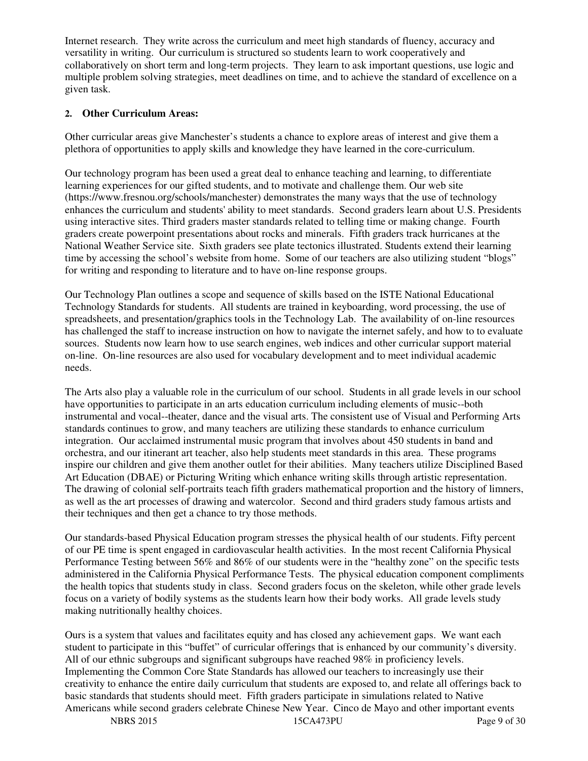Internet research. They write across the curriculum and meet high standards of fluency, accuracy and versatility in writing. Our curriculum is structured so students learn to work cooperatively and collaboratively on short term and long-term projects. They learn to ask important questions, use logic and multiple problem solving strategies, meet deadlines on time, and to achieve the standard of excellence on a given task.

**2. Other Curriculum Areas:**

Other curricular areas give Manchester's students a chance to explore areas of interest and give them a plethora of opportunities to apply skills and knowledge they have learned in the core-curriculum.

Our technology program has been used a great deal to enhance teaching and learning, to differentiate learning experiences for our gifted students, and to motivate and challenge them. Our web site (https://www.fresnou.org/schools/manchester) demonstrates the many ways that the use of technology enhances the curriculum and students' ability to meet standards. Second graders learn about U.S. Presidents using interactive sites. Third graders master standards related to telling time or making change. Fourth graders create powerpoint presentations about rocks and minerals. Fifth graders track hurricanes at the National Weather Service site. Sixth graders see plate tectonics illustrated. Students extend their learning time by accessing the school's website from home. Some of our teachers are also utilizing student "blogs" for writing and responding to literature and to have on-line response groups.

Our Technology Plan outlines a scope and sequence of skills based on the ISTE National Educational Technology Standards for students. All students are trained in keyboarding, word processing, the use of spreadsheets, and presentation/graphics tools in the Technology Lab. The availability of on-line resources has challenged the staff to increase instruction on how to navigate the internet safely, and how to to evaluate sources. Students now learn how to use search engines, web indices and other curricular support material on-line. On-line resources are also used for vocabulary development and to meet individual academic needs.

The Arts also play a valuable role in the curriculum of our school. Students in all grade levels in our school have opportunities to participate in an arts education curriculum including elements of music--both instrumental and vocal--theater, dance and the visual arts. The consistent use of Visual and Performing Arts standards continues to grow, and many teachers are utilizing these standards to enhance curriculum integration. Our acclaimed instrumental music program that involves about 450 students in band and orchestra, and our itinerant art teacher, also help students meet standards in this area. These programs inspire our children and give them another outlet for their abilities. Many teachers utilize Disciplined Based Art Education (DBAE) or Picturing Writing which enhance writing skills through artistic representation. The drawing of colonial self-portraits teach fifth graders mathematical proportion and the history of limners, as well as the art processes of drawing and watercolor. Second and third graders study famous artists and their techniques and then get a chance to try those methods.

Our standards-based Physical Education program stresses the physical health of our students. Fifty percent of our PE time is spent engaged in cardiovascular health activities. In the most recent California Physical Performance Testing between 56% and 86% of our students were in the "healthy zone" on the specific tests administered in the California Physical Performance Tests. The physical education component compliments the health topics that students study in class. Second graders focus on the skeleton, while other grade levels focus on a variety of bodily systems as the students learn how their body works. All grade levels study making nutritionally healthy choices.

Ours is a system that values and facilitates equity and has closed any achievement gaps. We want each student to participate in this "buffet" of curricular offerings that is enhanced by our community's diversity. All of our ethnic subgroups and significant subgroups have reached 98% in proficiency levels. Implementing the Common Core State Standards has allowed our teachers to increasingly use their creativity to enhance the entire daily curriculum that students are exposed to, and relate all offerings back to basic standards that students should meet. Fifth graders participate in simulations related to Native Americans while second graders celebrate Chinese New Year. Cinco de Mayo and other important events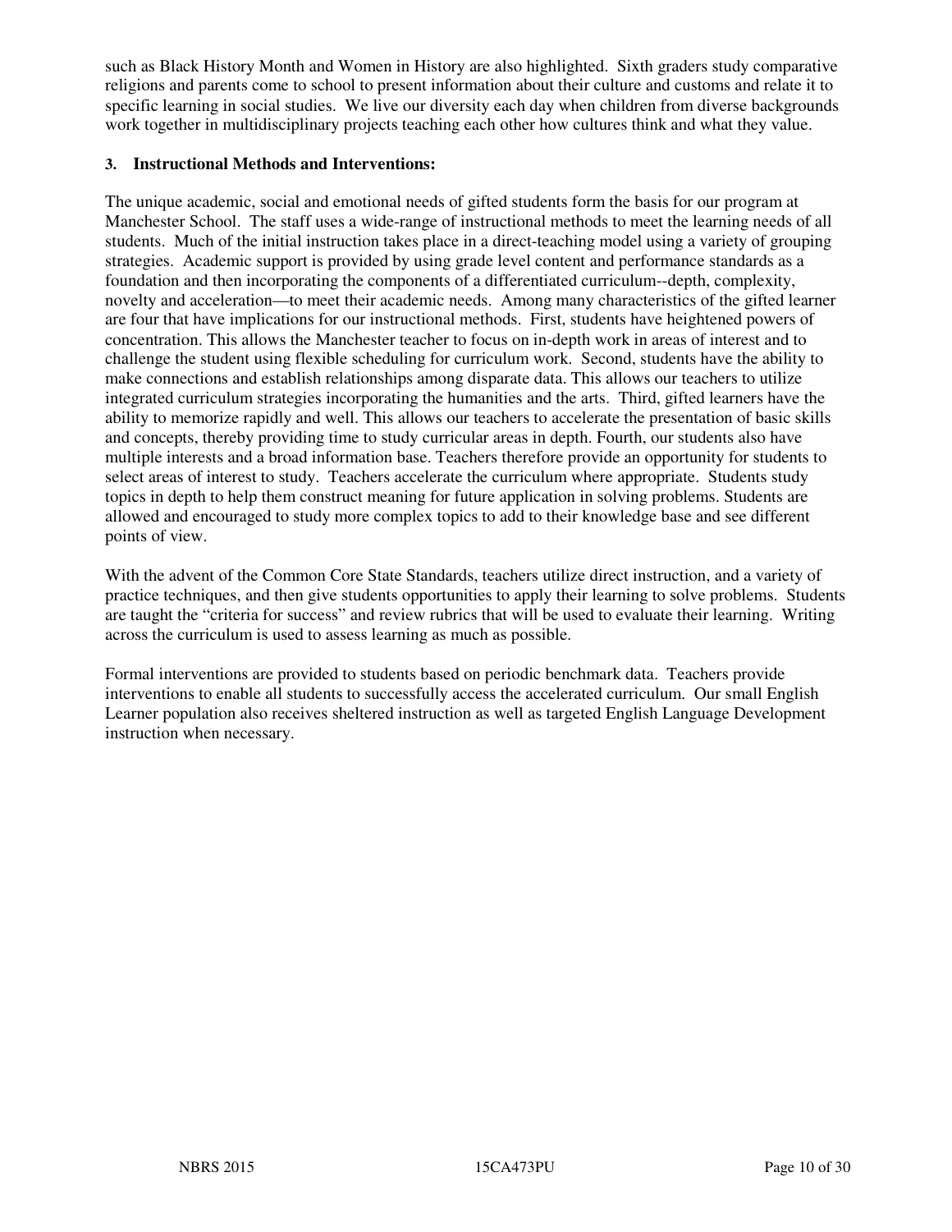such as Black History Month and Women in History are also highlighted. Sixth graders study comparative religions and parents come to school to present information about their culture and customs and relate it to specific learning in social studies. We live our diversity each day when children from diverse backgrounds work together in multidisciplinary projects teaching each other how cultures think and what they value.

### 3. Instructional Methods and Interventions:

The unique academic, social and emotional needs of gifted students form the basis for our program at Manchester School. The staff uses a wide-range of instructional methods to meet the learning needs of all students. Much of the initial instruction takes place in a direct-teaching model using a variety of grouping strategies. Academic support is provided by using grade level content and performance standards as a foundation and then incorporating the components of a differentiated curriculum--depth, complexity, novelty and acceleration—to meet their academic needs. Among many characteristics of the gifted learner are four that have implications for our instructional methods. First, students have heightened powers of concentration. This allows the Manchester teacher to focus on in-depth work in areas of interest and to challenge the student using flexible scheduling for curriculum work. Second, students have the ability to make connections and establish relationships among disparate data. This allows our teachers to utilize integrated curriculum strategies incorporating the humanities and the arts. Third, gifted learners have the ability to memorize rapidly and well. This allows our teachers to accelerate the presentation of basic skills and concepts, thereby providing time to study curricular areas in depth. Fourth, our students also have multiple interests and a broad information base. Teachers therefore provide an opportunity for students to select areas of interest to study. Teachers accelerate the curriculum where appropriate. Students study topics in depth to help them construct meaning for future application in solving problems. Students are allowed and encouraged to study more complex topics to add to their knowledge base and see different points of view.

With the advent of the Common Core State Standards, teachers utilize direct instruction, and a variety of practice techniques, and then give students opportunities to apply their learning to solve problems. Students are taught the "criteria for success" and review rubrics that will be used to evaluate their learning. Writing across the curriculum is used to assess learning as much as possible.

Formal interventions are provided to students based on periodic benchmark data. Teachers provide interventions to enable all students to successfully access the accelerated curriculum. Our small English Learner population also receives sheltered instruction as well as targeted English Language Development instruction when necessary.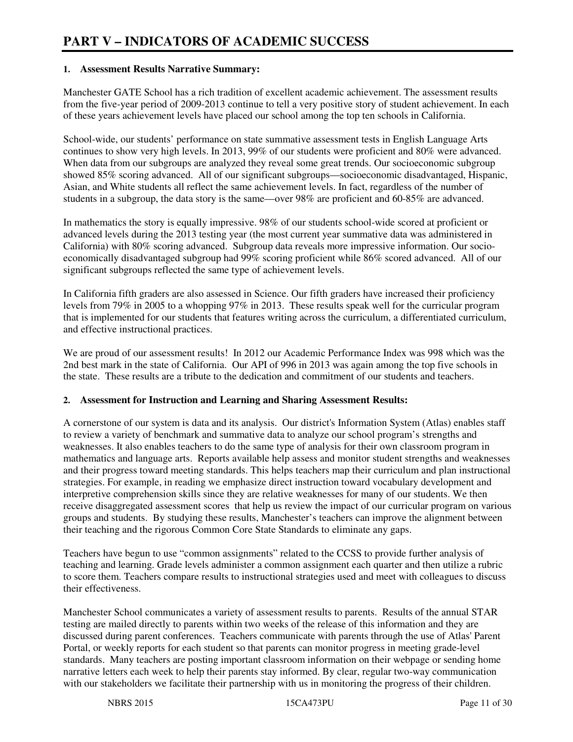# PART V – INDICATORS OF ACADEMIC SUCCESS

## 1. Assessment Results Narrative Summary:

Manchester GATE School has a rich tradition of excellent academic achievement. The assessment results from the five-year period of 2009-2013 continue to tell a very positive story of student achievement. In each of these years achievement levels have placed our school among the top ten schools in California.

School-wide, our students' performance on state summative assessment tests in English Language Arts continues to show very high levels. In 2013, 99% of our students were proficient and 80% were advanced. When data from our subgroups are analyzed they reveal some great trends. Our socioeconomic subgroup showed 85% scoring advanced. All of our significant subgroups—socioeconomic disadvantaged, Hispanic, Asian, and White students all reflect the same achievement levels. In fact, regardless of the number of students in a subgroup, the data story is the same—over 98% are proficient and 60-85% are advanced.

In mathematics the story is equally impressive. 98% of our students school-wide scored at proficient or advanced levels during the 2013 testing year (the most current year summative data was administered in California) with 80% scoring advanced. Subgroup data reveals more impressive information. Our socio-economically disadvantaged subgroup had 99% scoring proficient while 86% scored advanced. All of our significant subgroups reflected the same type of achievement levels.

In California fifth graders are also assessed in Science. Our fifth graders have increased their proficiency levels from 79% in 2005 to a whopping 97% in 2013. These results speak well for the curricular program that is implemented for our students that features writing across the curriculum, a differentiated curriculum, and effective instructional practices.

We are proud of our assessment results! In 2012 our Academic Performance Index was 998 which was the 2nd best mark in the state of California. Our API of 996 in 2013 was again among the top five schools in the state. These results are a tribute to the dedication and commitment of our students and teachers.

## 2. Assessment for Instruction and Learning and Sharing Assessment Results:

A cornerstone of our system is data and its analysis. Our district's Information System (Atlas) enables staff to review a variety of benchmark and summative data to analyze our school program's strengths and weaknesses. It also enables teachers to do the same type of analysis for their own classroom program in mathematics and language arts. Reports available help assess and monitor student strengths and weaknesses and their progress toward meeting standards. This helps teachers map their curriculum and plan instructional strategies. For example, in reading we emphasize direct instruction toward vocabulary development and interpretive comprehension skills since they are relative weaknesses for many of our students. We then receive disaggregated assessment scores that help us review the impact of our curricular program on various groups and students. By studying these results, Manchester's teachers can improve the alignment between their teaching and the rigorous Common Core State Standards to eliminate any gaps.

Teachers have begun to use "common assignments" related to the CCSS to provide further analysis of teaching and learning. Grade levels administer a common assignment each quarter and then utilize a rubric to score them. Teachers compare results to instructional strategies used and meet with colleagues to discuss their effectiveness.

Manchester School communicates a variety of assessment results to parents. Results of the annual STAR testing are mailed directly to parents within two weeks of the release of this information and they are discussed during parent conferences. Teachers communicate with parents through the use of Atlas' Parent Portal, or weekly reports for each student so that parents can monitor progress in meeting grade-level standards. Many teachers are posting important classroom information on their webpage or sending home narrative letters each week to help their parents stay informed. By clear, regular two-way communication with our stakeholders we facilitate their partnership with us in monitoring the progress of their children.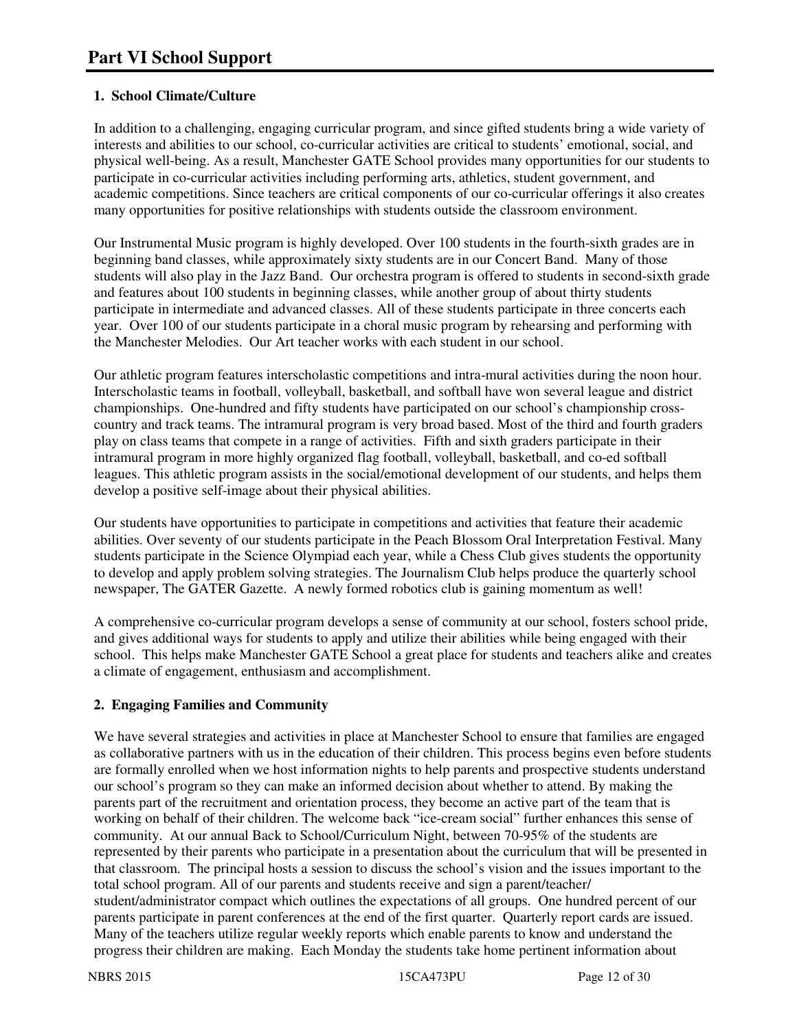# Part VI School Support

## 1. School Climate/Culture

In addition to a challenging, engaging curricular program, and since gifted students bring a wide variety of interests and abilities to our school, co-curricular activities are critical to students' emotional, social, and physical well-being. As a result, Manchester GATE School provides many opportunities for our students to participate in co-curricular activities including performing arts, athletics, student government, and academic competitions. Since teachers are critical components of our co-curricular offerings it also creates many opportunities for positive relationships with students outside the classroom environment.

Our Instrumental Music program is highly developed. Over 100 students in the fourth-sixth grades are in beginning band classes, while approximately sixty students are in our Concert Band. Many of those students will also play in the Jazz Band. Our orchestra program is offered to students in second-sixth grade and features about 100 students in beginning classes, while another group of about thirty students participate in intermediate and advanced classes. All of these students participate in three concerts each year. Over 100 of our students participate in a choral music program by rehearsing and performing with the Manchester Melodies. Our Art teacher works with each student in our school.

Our athletic program features interscholastic competitions and intra-mural activities during the noon hour. Interscholastic teams in football, volleyball, basketball, and softball have won several league and district championships. One-hundred and fifty students have participated on our school's championship cross-country and track teams. The intramural program is very broad based. Most of the third and fourth graders play on class teams that compete in a range of activities. Fifth and sixth graders participate in their intramural program in more highly organized flag football, volleyball, basketball, and co-ed softball leagues. This athletic program assists in the social/emotional development of our students, and helps them develop a positive self-image about their physical abilities.

Our students have opportunities to participate in competitions and activities that feature their academic abilities. Over seventy of our students participate in the Peach Blossom Oral Interpretation Festival. Many students participate in the Science Olympiad each year, while a Chess Club gives students the opportunity to develop and apply problem solving strategies. The Journalism Club helps produce the quarterly school newspaper, The GATER Gazette. A newly formed robotics club is gaining momentum as well!

A comprehensive co-curricular program develops a sense of community at our school, fosters school pride, and gives additional ways for students to apply and utilize their abilities while being engaged with their school. This helps make Manchester GATE School a great place for students and teachers alike and creates a climate of engagement, enthusiasm and accomplishment.

## 2. Engaging Families and Community

We have several strategies and activities in place at Manchester School to ensure that families are engaged as collaborative partners with us in the education of their children. This process begins even before students are formally enrolled when we host information nights to help parents and prospective students understand our school's program so they can make an informed decision about whether to attend. By making the parents part of the recruitment and orientation process, they become an active part of the team that is working on behalf of their children. The welcome back "ice-cream social" further enhances this sense of community. At our annual Back to School/Curriculum Night, between 70-95% of the students are represented by their parents who participate in a presentation about the curriculum that will be presented in that classroom. The principal hosts a session to discuss the school's vision and the issues important to the total school program. All of our parents and students receive and sign a parent/teacher/ student/administrator compact which outlines the expectations of all groups. One hundred percent of our parents participate in parent conferences at the end of the first quarter. Quarterly report cards are issued. Many of the teachers utilize regular weekly reports which enable parents to know and understand the progress their children are making. Each Monday the students take home pertinent information about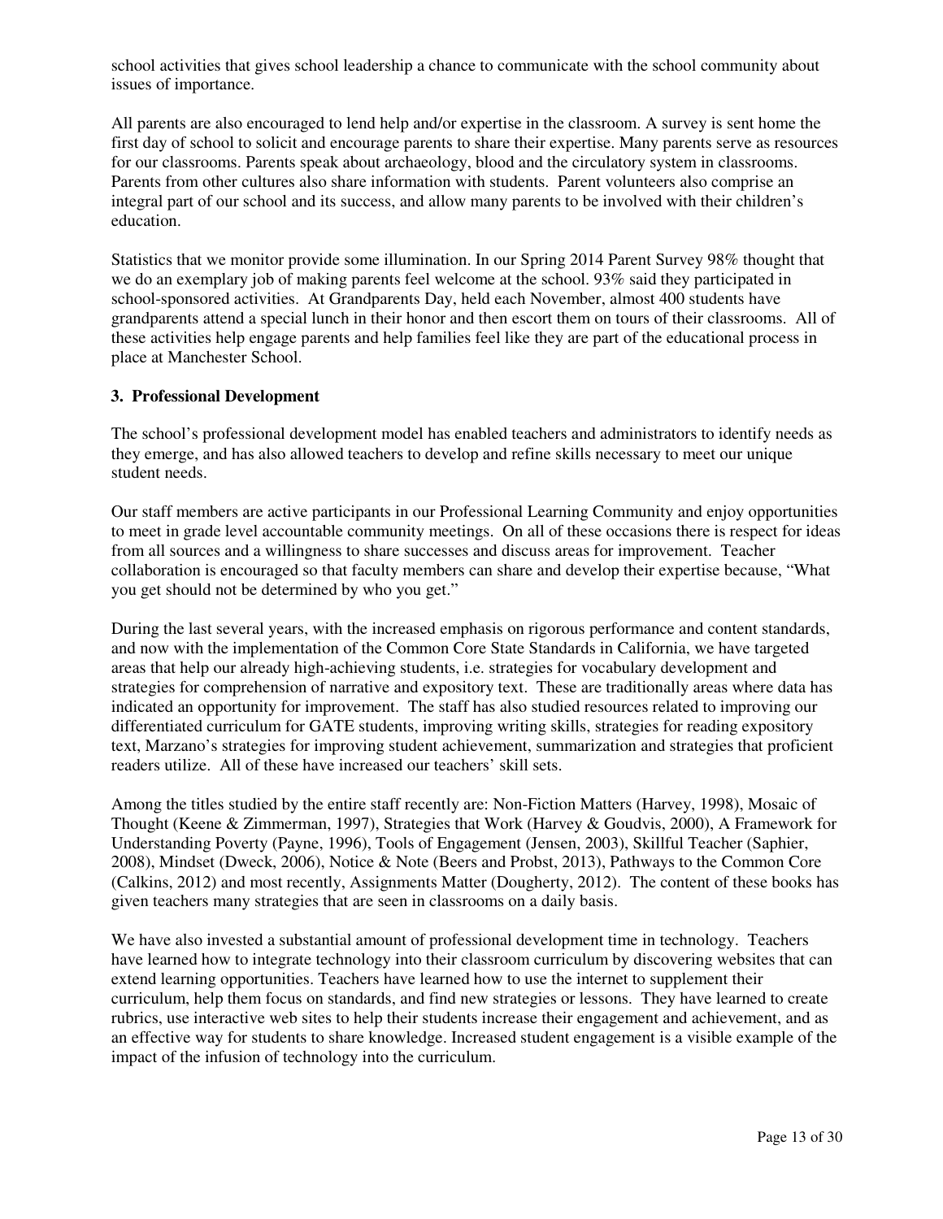school activities that gives school leadership a chance to communicate with the school community about issues of importance.

All parents are also encouraged to lend help and/or expertise in the classroom. A survey is sent home the first day of school to solicit and encourage parents to share their expertise. Many parents serve as resources for our classrooms. Parents speak about archaeology, blood and the circulatory system in classrooms. Parents from other cultures also share information with students. Parent volunteers also comprise an integral part of our school and its success, and allow many parents to be involved with their children's education.

Statistics that we monitor provide some illumination. In our Spring 2014 Parent Survey 98% thought that we do an exemplary job of making parents feel welcome at the school. 93% said they participated in school-sponsored activities. At Grandparents Day, held each November, almost 400 students have grandparents attend a special lunch in their honor and then escort them on tours of their classrooms. All of these activities help engage parents and help families feel like they are part of the educational process in place at Manchester School.

### 3. Professional Development

The school's professional development model has enabled teachers and administrators to identify needs as they emerge, and has also allowed teachers to develop and refine skills necessary to meet our unique student needs.

Our staff members are active participants in our Professional Learning Community and enjoy opportunities to meet in grade level accountable community meetings. On all of these occasions there is respect for ideas from all sources and a willingness to share successes and discuss areas for improvement. Teacher collaboration is encouraged so that faculty members can share and develop their expertise because, "What you get should not be determined by who you get."

During the last several years, with the increased emphasis on rigorous performance and content standards, and now with the implementation of the Common Core State Standards in California, we have targeted areas that help our already high-achieving students, i.e. strategies for vocabulary development and strategies for comprehension of narrative and expository text. These are traditionally areas where data has indicated an opportunity for improvement. The staff has also studied resources related to improving our differentiated curriculum for GATE students, improving writing skills, strategies for reading expository text, Marzano's strategies for improving student achievement, summarization and strategies that proficient readers utilize. All of these have increased our teachers' skill sets.

Among the titles studied by the entire staff recently are: Non-Fiction Matters (Harvey, 1998), Mosaic of Thought (Keene & Zimmerman, 1997), Strategies that Work (Harvey & Goudvis, 2000), A Framework for Understanding Poverty (Payne, 1996), Tools of Engagement (Jensen, 2003), Skillful Teacher (Saphier, 2008), Mindset (Dweck, 2006), Notice & Note (Beers and Probst, 2013), Pathways to the Common Core (Calkins, 2012) and most recently, Assignments Matter (Dougherty, 2012). The content of these books has given teachers many strategies that are seen in classrooms on a daily basis.

We have also invested a substantial amount of professional development time in technology. Teachers have learned how to integrate technology into their classroom curriculum by discovering websites that can extend learning opportunities. Teachers have learned how to use the internet to supplement their curriculum, help them focus on standards, and find new strategies or lessons. They have learned to create rubrics, use interactive web sites to help their students increase their engagement and achievement, and as an effective way for students to share knowledge. Increased student engagement is a visible example of the impact of the infusion of technology into the curriculum.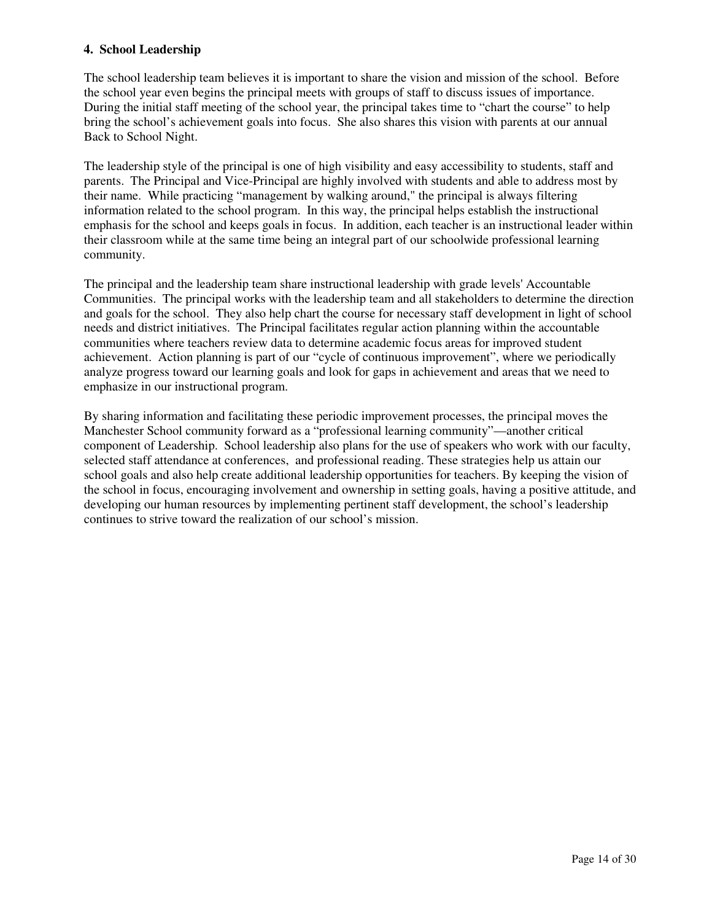#### 4. School Leadership

The school leadership team believes it is important to share the vision and mission of the school. Before the school year even begins the principal meets with groups of staff to discuss issues of importance. During the initial staff meeting of the school year, the principal takes time to "chart the course" to help bring the school's achievement goals into focus. She also shares this vision with parents at our annual Back to School Night.

The leadership style of the principal is one of high visibility and easy accessibility to students, staff and parents. The Principal and Vice-Principal are highly involved with students and able to address most by their name. While practicing "management by walking around," the principal is always filtering information related to the school program. In this way, the principal helps establish the instructional emphasis for the school and keeps goals in focus. In addition, each teacher is an instructional leader within their classroom while at the same time being an integral part of our schoolwide professional learning community.

The principal and the leadership team share instructional leadership with grade levels' Accountable Communities. The principal works with the leadership team and all stakeholders to determine the direction and goals for the school. They also help chart the course for necessary staff development in light of school needs and district initiatives. The Principal facilitates regular action planning within the accountable communities where teachers review data to determine academic focus areas for improved student achievement. Action planning is part of our "cycle of continuous improvement", where we periodically analyze progress toward our learning goals and look for gaps in achievement and areas that we need to emphasize in our instructional program.

By sharing information and facilitating these periodic improvement processes, the principal moves the Manchester School community forward as a "professional learning community"—another critical component of Leadership. School leadership also plans for the use of speakers who work with our faculty, selected staff attendance at conferences, and professional reading. These strategies help us attain our school goals and also help create additional leadership opportunities for teachers. By keeping the vision of the school in focus, encouraging involvement and ownership in setting goals, having a positive attitude, and developing our human resources by implementing pertinent staff development, the school's leadership continues to strive toward the realization of our school's mission.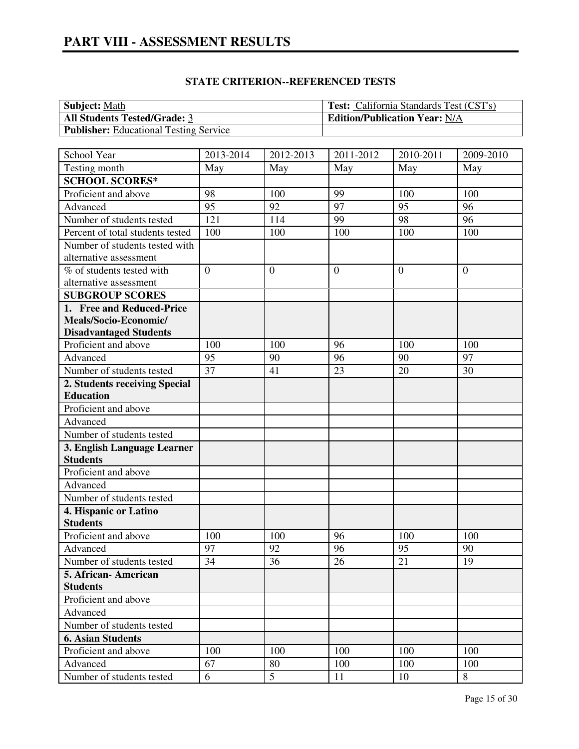# PART VIII - ASSESSMENT RESULTS

**STATE CRITERION--REFERENCED TESTS**

| | |
|---|---|
| **Subject:** Math | **Test:** California Standards Test (CST's) |
| **All Students Tested/Grade:** 3 | **Edition/Publication Year:** N/A |
| **Publisher:** Educational Testing Service | |

| School Year | 2013-2014 | 2012-2013 | 2011-2012 | 2010-2011 | 2009-2010 |
|---|---|---|---|---|---|
| Testing month | May | May | May | May | May |
| **SCHOOL SCORES*** | | | | | |
| Proficient and above | 98 | 100 | 99 | 100 | 100 |
| Advanced | 95 | 92 | 97 | 95 | 96 |
| Number of students tested | 121 | 114 | 99 | 98 | 96 |
| Percent of total students tested | 100 | 100 | 100 | 100 | 100 |
| Number of students tested with alternative assessment | | | | | |
| % of students tested with alternative assessment | 0 | 0 | 0 | 0 | 0 |
| **SUBGROUP SCORES** | | | | | |
| **1. Free and Reduced-Price Meals/Socio-Economic/ Disadvantaged Students** | | | | | |
| Proficient and above | 100 | 100 | 96 | 100 | 100 |
| Advanced | 95 | 90 | 96 | 90 | 97 |
| Number of students tested | 37 | 41 | 23 | 20 | 30 |
| **2. Students receiving Special Education** | | | | | |
| Proficient and above | | | | | |
| Advanced | | | | | |
| Number of students tested | | | | | |
| **3. English Language Learner Students** | | | | | |
| Proficient and above | | | | | |
| Advanced | | | | | |
| Number of students tested | | | | | |
| **4. Hispanic or Latino Students** | | | | | |
| Proficient and above | 100 | 100 | 96 | 100 | 100 |
| Advanced | 97 | 92 | 96 | 95 | 90 |
| Number of students tested | 34 | 36 | 26 | 21 | 19 |
| **5. African- American Students** | | | | | |
| Proficient and above | | | | | |
| Advanced | | | | | |
| Number of students tested | | | | | |
| **6. Asian Students** | | | | | |
| Proficient and above | 100 | 100 | 100 | 100 | 100 |
| Advanced | 67 | 80 | 100 | 100 | 100 |
| Number of students tested | 6 | 5 | 11 | 10 | 8 |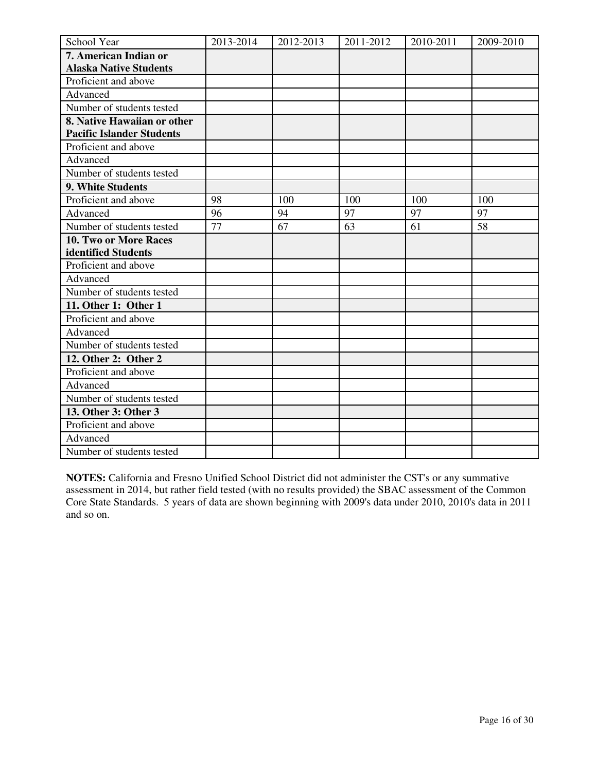| School Year | 2013-2014 | 2012-2013 | 2011-2012 | 2010-2011 | 2009-2010 |
| --- | --- | --- | --- | --- | --- |
| **7. American Indian or Alaska Native Students** | | | | | |
| Proficient and above | | | | | |
| Advanced | | | | | |
| Number of students tested | | | | | |
| **8. Native Hawaiian or other Pacific Islander Students** | | | | | |
| Proficient and above | | | | | |
| Advanced | | | | | |
| Number of students tested | | | | | |
| **9. White Students** | | | | | |
| Proficient and above | 98 | 100 | 100 | 100 | 100 |
| Advanced | 96 | 94 | 97 | 97 | 97 |
| Number of students tested | 77 | 67 | 63 | 61 | 58 |
| **10. Two or More Races identified Students** | | | | | |
| Proficient and above | | | | | |
| Advanced | | | | | |
| Number of students tested | | | | | |
| **11. Other 1: Other 1** | | | | | |
| Proficient and above | | | | | |
| Advanced | | | | | |
| Number of students tested | | | | | |
| **12. Other 2: Other 2** | | | | | |
| Proficient and above | | | | | |
| Advanced | | | | | |
| Number of students tested | | | | | |
| **13. Other 3: Other 3** | | | | | |
| Proficient and above | | | | | |
| Advanced | | | | | |
| Number of students tested | | | | | |

**NOTES:** California and Fresno Unified School District did not administer the CST's or any summative assessment in 2014, but rather field tested (with no results provided) the SBAC assessment of the Common Core State Standards. 5 years of data are shown beginning with 2009's data under 2010, 2010's data in 2011 and so on.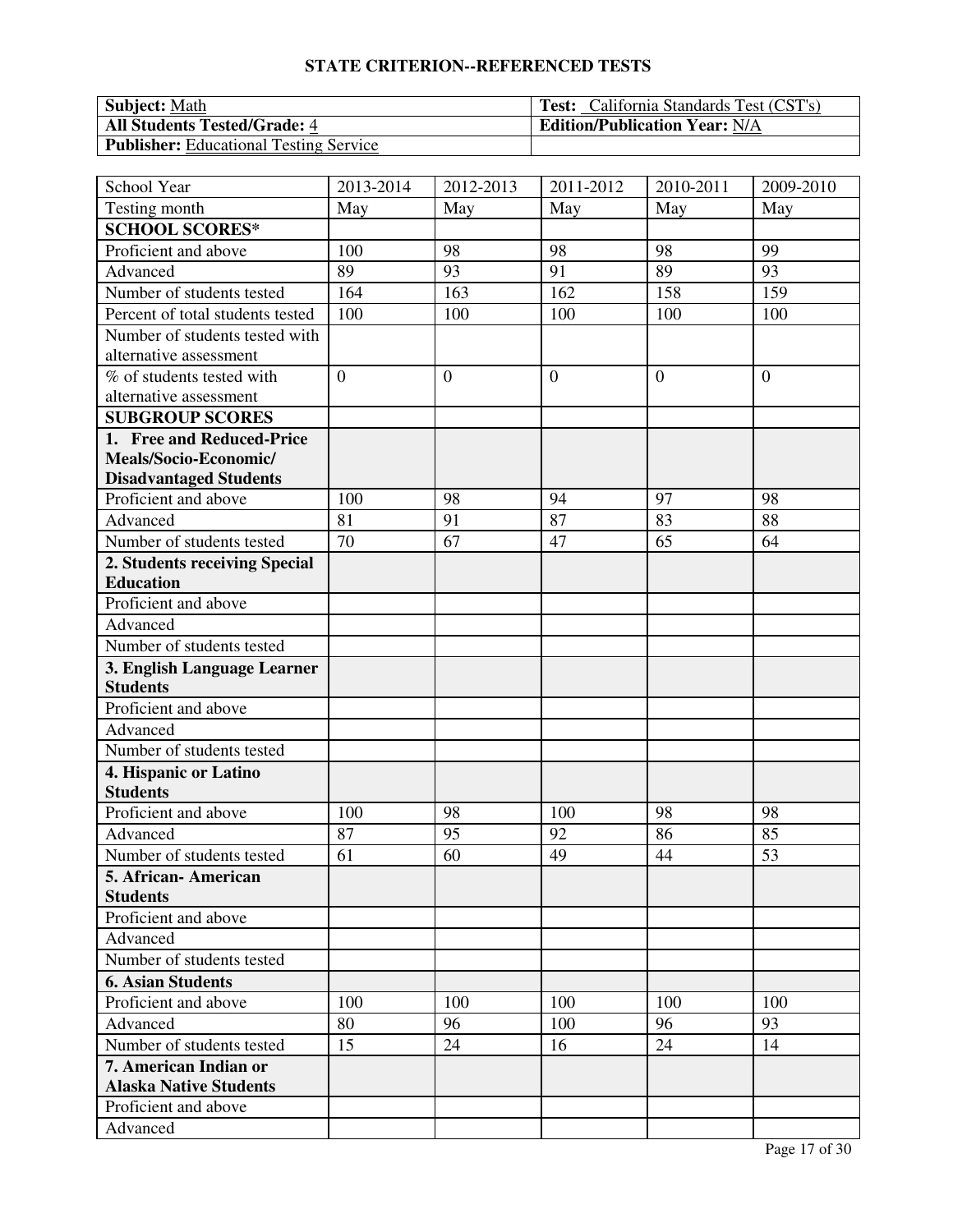## STATE CRITERION--REFERENCED TESTS

| Subject: Math | Test: California Standards Test (CST's) |
|---|---|
| All Students Tested/Grade: 4 | Edition/Publication Year: N/A |
| Publisher: Educational Testing Service | |

| School Year | 2013-2014 | 2012-2013 | 2011-2012 | 2010-2011 | 2009-2010 |
|---|---|---|---|---|---|
| Testing month | May | May | May | May | May |
| **SCHOOL SCORES*** | | | | | |
| Proficient and above | 100 | 98 | 98 | 98 | 99 |
| Advanced | 89 | 93 | 91 | 89 | 93 |
| Number of students tested | 164 | 163 | 162 | 158 | 159 |
| Percent of total students tested | 100 | 100 | 100 | 100 | 100 |
| Number of students tested with alternative assessment | | | | | |
| % of students tested with alternative assessment | 0 | 0 | 0 | 0 | 0 |
| **SUBGROUP SCORES** | | | | | |
| **1. Free and Reduced-Price Meals/Socio-Economic/ Disadvantaged Students** | | | | | |
| Proficient and above | 100 | 98 | 94 | 97 | 98 |
| Advanced | 81 | 91 | 87 | 83 | 88 |
| Number of students tested | 70 | 67 | 47 | 65 | 64 |
| **2. Students receiving Special Education** | | | | | |
| Proficient and above | | | | | |
| Advanced | | | | | |
| Number of students tested | | | | | |
| **3. English Language Learner Students** | | | | | |
| Proficient and above | | | | | |
| Advanced | | | | | |
| Number of students tested | | | | | |
| **4. Hispanic or Latino Students** | | | | | |
| Proficient and above | 100 | 98 | 100 | 98 | 98 |
| Advanced | 87 | 95 | 92 | 86 | 85 |
| Number of students tested | 61 | 60 | 49 | 44 | 53 |
| **5. African- American Students** | | | | | |
| Proficient and above | | | | | |
| Advanced | | | | | |
| Number of students tested | | | | | |
| **6. Asian Students** | | | | | |
| Proficient and above | 100 | 100 | 100 | 100 | 100 |
| Advanced | 80 | 96 | 100 | 96 | 93 |
| Number of students tested | 15 | 24 | 16 | 24 | 14 |
| **7. American Indian or Alaska Native Students** | | | | | |
| Proficient and above | | | | | |
| Advanced | | | | | |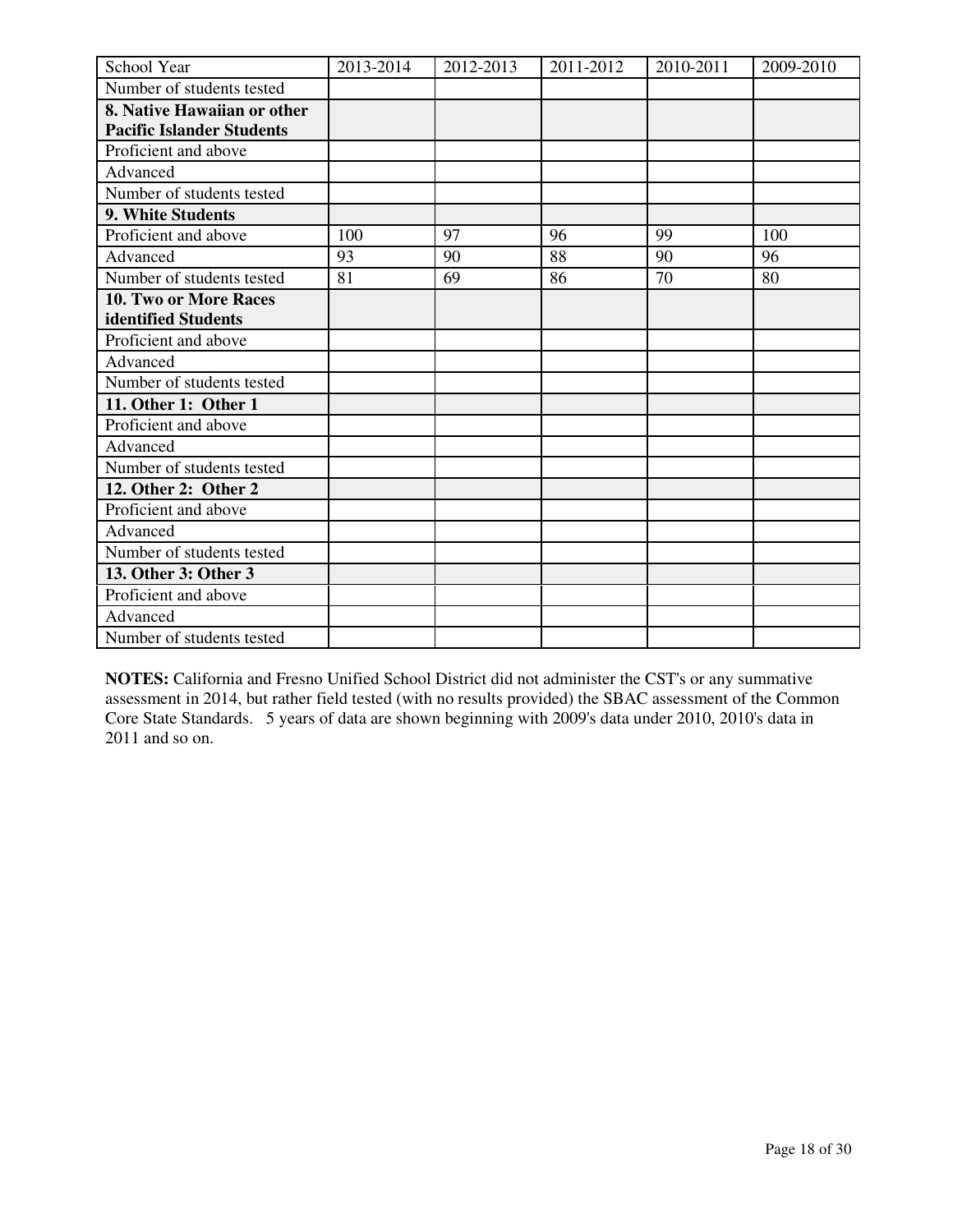| School Year | 2013-2014 | 2012-2013 | 2011-2012 | 2010-2011 | 2009-2010 |
|---|---|---|---|---|---|
| Number of students tested | | | | | |
| **8. Native Hawaiian or other Pacific Islander Students** | | | | | |
| Proficient and above | | | | | |
| Advanced | | | | | |
| Number of students tested | | | | | |
| **9. White Students** | | | | | |
| Proficient and above | 100 | 97 | 96 | 99 | 100 |
| Advanced | 93 | 90 | 88 | 90 | 96 |
| Number of students tested | 81 | 69 | 86 | 70 | 80 |
| **10. Two or More Races identified Students** | | | | | |
| Proficient and above | | | | | |
| Advanced | | | | | |
| Number of students tested | | | | | |
| **11. Other 1: Other 1** | | | | | |
| Proficient and above | | | | | |
| Advanced | | | | | |
| Number of students tested | | | | | |
| **12. Other 2: Other 2** | | | | | |
| Proficient and above | | | | | |
| Advanced | | | | | |
| Number of students tested | | | | | |
| **13. Other 3: Other 3** | | | | | |
| Proficient and above | | | | | |
| Advanced | | | | | |
| Number of students tested | | | | | |

**NOTES:** California and Fresno Unified School District did not administer the CST's or any summative assessment in 2014, but rather field tested (with no results provided) the SBAC assessment of the Common Core State Standards. 5 years of data are shown beginning with 2009's data under 2010, 2010's data in 2011 and so on.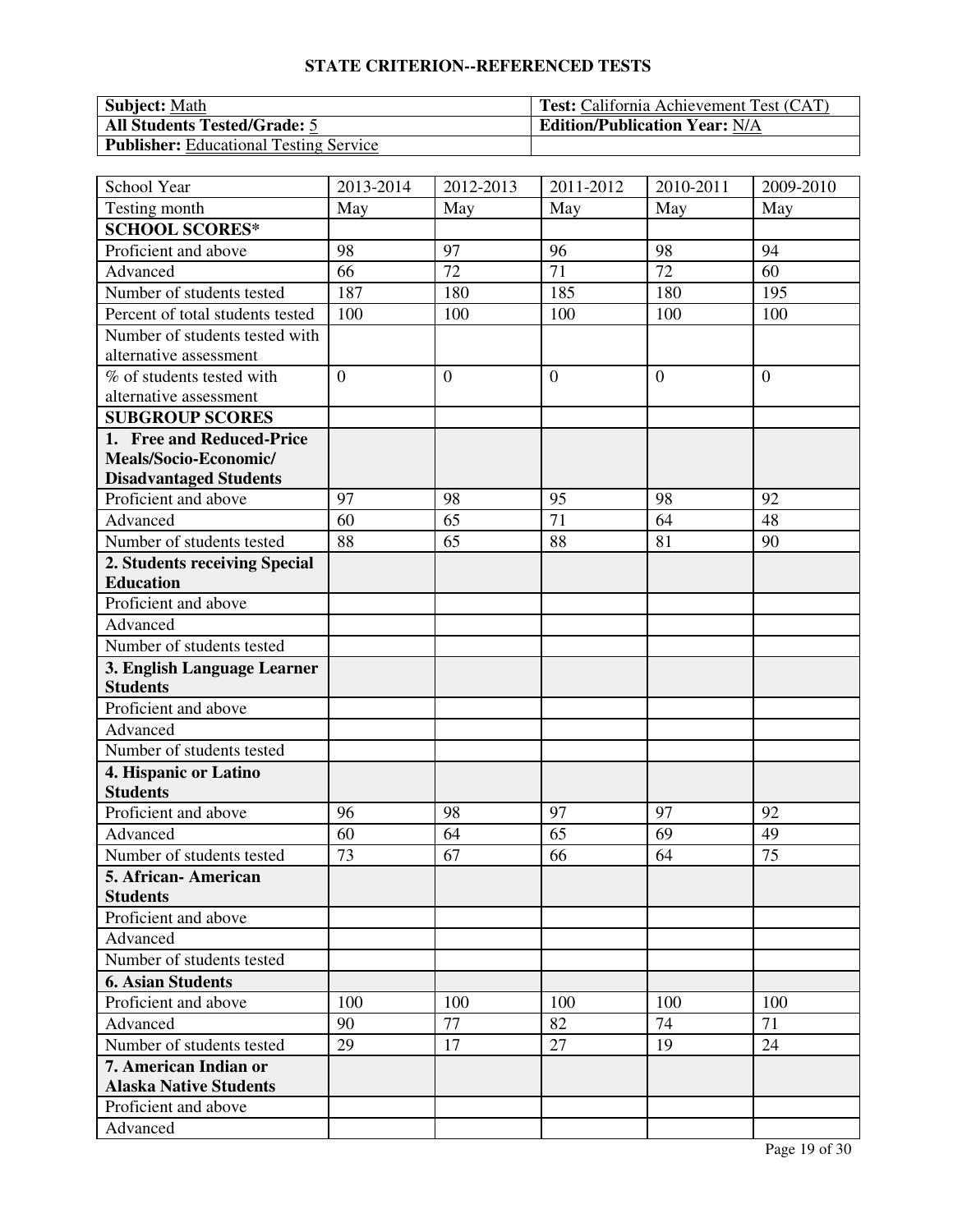## STATE CRITERION--REFERENCED TESTS

| **Subject:** Math | **Test:** California Achievement Test (CAT) |
|---|---|
| **All Students Tested/Grade:** 5 | **Edition/Publication Year:** N/A |
| **Publisher:** Educational Testing Service | |

| School Year | 2013-2014 | 2012-2013 | 2011-2012 | 2010-2011 | 2009-2010 |
|---|---|---|---|---|---|
| Testing month | May | May | May | May | May |
| **SCHOOL SCORES*** | | | | | |
| Proficient and above | 98 | 97 | 96 | 98 | 94 |
| Advanced | 66 | 72 | 71 | 72 | 60 |
| Number of students tested | 187 | 180 | 185 | 180 | 195 |
| Percent of total students tested | 100 | 100 | 100 | 100 | 100 |
| Number of students tested with alternative assessment | | | | | |
| % of students tested with alternative assessment | 0 | 0 | 0 | 0 | 0 |
| **SUBGROUP SCORES** | | | | | |
| **1. Free and Reduced-Price Meals/Socio-Economic/ Disadvantaged Students** | | | | | |
| Proficient and above | 97 | 98 | 95 | 98 | 92 |
| Advanced | 60 | 65 | 71 | 64 | 48 |
| Number of students tested | 88 | 65 | 88 | 81 | 90 |
| **2. Students receiving Special Education** | | | | | |
| Proficient and above | | | | | |
| Advanced | | | | | |
| Number of students tested | | | | | |
| **3. English Language Learner Students** | | | | | |
| Proficient and above | | | | | |
| Advanced | | | | | |
| Number of students tested | | | | | |
| **4. Hispanic or Latino Students** | | | | | |
| Proficient and above | 96 | 98 | 97 | 97 | 92 |
| Advanced | 60 | 64 | 65 | 69 | 49 |
| Number of students tested | 73 | 67 | 66 | 64 | 75 |
| **5. African- American Students** | | | | | |
| Proficient and above | | | | | |
| Advanced | | | | | |
| Number of students tested | | | | | |
| **6. Asian Students** | | | | | |
| Proficient and above | 100 | 100 | 100 | 100 | 100 |
| Advanced | 90 | 77 | 82 | 74 | 71 |
| Number of students tested | 29 | 17 | 27 | 19 | 24 |
| **7. American Indian or Alaska Native Students** | | | | | |
| Proficient and above | | | | | |
| Advanced | | | | | |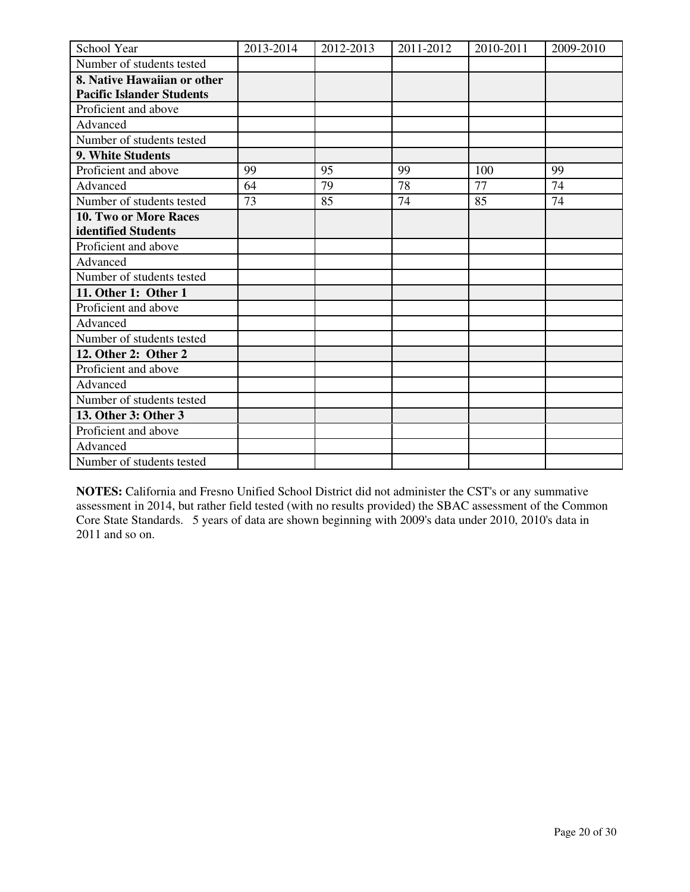| School Year | 2013-2014 | 2012-2013 | 2011-2012 | 2010-2011 | 2009-2010 |
|---|---|---|---|---|---|
| Number of students tested | | | | | |
| **8. Native Hawaiian or other Pacific Islander Students** | | | | | |
| Proficient and above | | | | | |
| Advanced | | | | | |
| Number of students tested | | | | | |
| **9. White Students** | | | | | |
| Proficient and above | 99 | 95 | 99 | 100 | 99 |
| Advanced | 64 | 79 | 78 | 77 | 74 |
| Number of students tested | 73 | 85 | 74 | 85 | 74 |
| **10. Two or More Races identified Students** | | | | | |
| Proficient and above | | | | | |
| Advanced | | | | | |
| Number of students tested | | | | | |
| **11. Other 1: Other 1** | | | | | |
| Proficient and above | | | | | |
| Advanced | | | | | |
| Number of students tested | | | | | |
| **12. Other 2: Other 2** | | | | | |
| Proficient and above | | | | | |
| Advanced | | | | | |
| Number of students tested | | | | | |
| **13. Other 3: Other 3** | | | | | |
| Proficient and above | | | | | |
| Advanced | | | | | |
| Number of students tested | | | | | |

**NOTES:** California and Fresno Unified School District did not administer the CST's or any summative assessment in 2014, but rather field tested (with no results provided) the SBAC assessment of the Common Core State Standards. 5 years of data are shown beginning with 2009's data under 2010, 2010's data in 2011 and so on.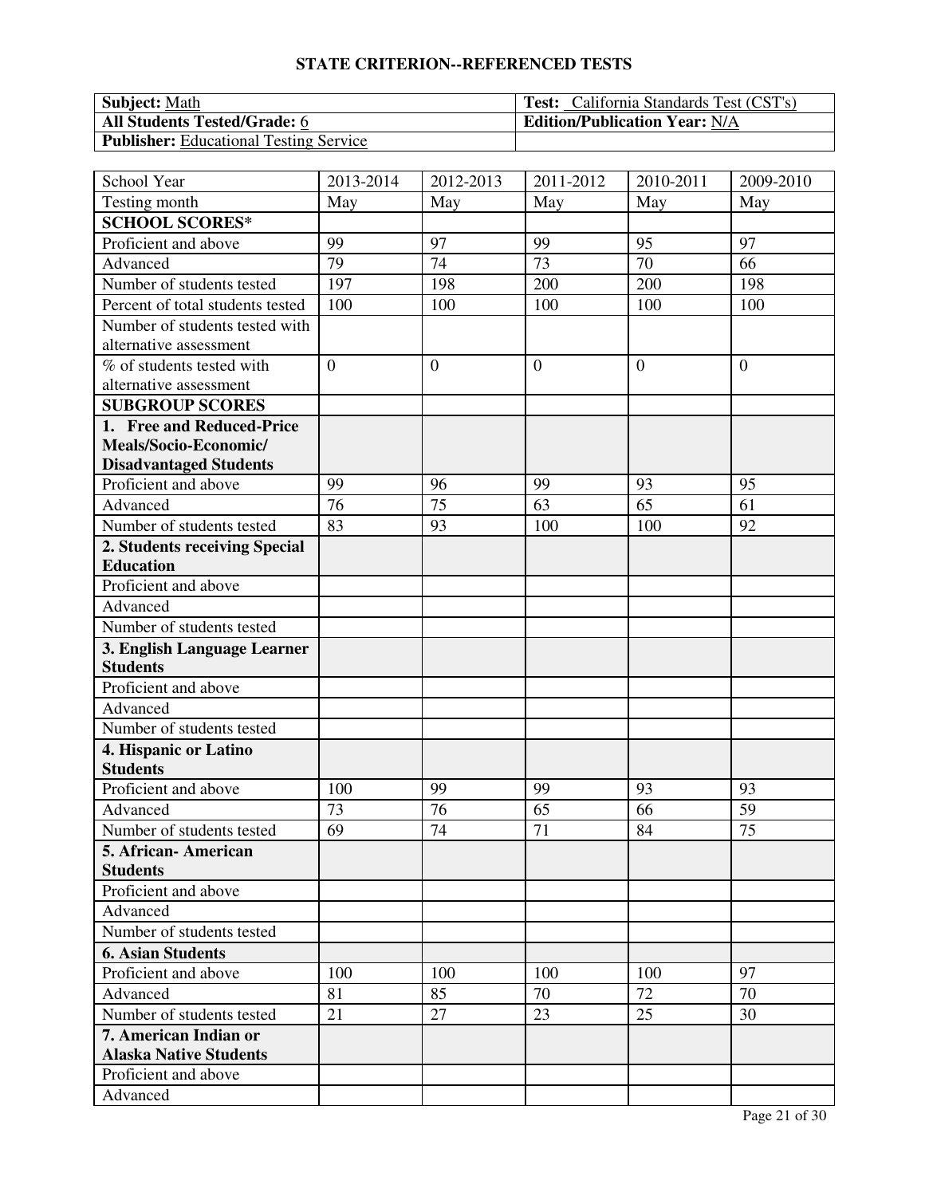## STATE CRITERION--REFERENCED TESTS

| **Subject:** Math | **Test:** California Standards Test (CST's) |
|---|---|
| **All Students Tested/Grade:** 6 | **Edition/Publication Year:** N/A |
| **Publisher:** Educational Testing Service | |

| School Year | 2013-2014 | 2012-2013 | 2011-2012 | 2010-2011 | 2009-2010 |
|---|---|---|---|---|---|
| Testing month | May | May | May | May | May |
| **SCHOOL SCORES*** | | | | | |
| Proficient and above | 99 | 97 | 99 | 95 | 97 |
| Advanced | 79 | 74 | 73 | 70 | 66 |
| Number of students tested | 197 | 198 | 200 | 200 | 198 |
| Percent of total students tested | 100 | 100 | 100 | 100 | 100 |
| Number of students tested with alternative assessment | | | | | |
| % of students tested with alternative assessment | 0 | 0 | 0 | 0 | 0 |
| **SUBGROUP SCORES** | | | | | |
| **1. Free and Reduced-Price Meals/Socio-Economic/ Disadvantaged Students** | | | | | |
| Proficient and above | 99 | 96 | 99 | 93 | 95 |
| Advanced | 76 | 75 | 63 | 65 | 61 |
| Number of students tested | 83 | 93 | 100 | 100 | 92 |
| **2. Students receiving Special Education** | | | | | |
| Proficient and above | | | | | |
| Advanced | | | | | |
| Number of students tested | | | | | |
| **3. English Language Learner Students** | | | | | |
| Proficient and above | | | | | |
| Advanced | | | | | |
| Number of students tested | | | | | |
| **4. Hispanic or Latino Students** | | | | | |
| Proficient and above | 100 | 99 | 99 | 93 | 93 |
| Advanced | 73 | 76 | 65 | 66 | 59 |
| Number of students tested | 69 | 74 | 71 | 84 | 75 |
| **5. African- American Students** | | | | | |
| Proficient and above | | | | | |
| Advanced | | | | | |
| Number of students tested | | | | | |
| **6. Asian Students** | | | | | |
| Proficient and above | 100 | 100 | 100 | 100 | 97 |
| Advanced | 81 | 85 | 70 | 72 | 70 |
| Number of students tested | 21 | 27 | 23 | 25 | 30 |
| **7. American Indian or Alaska Native Students** | | | | | |
| Proficient and above | | | | | |
| Advanced | | | | | |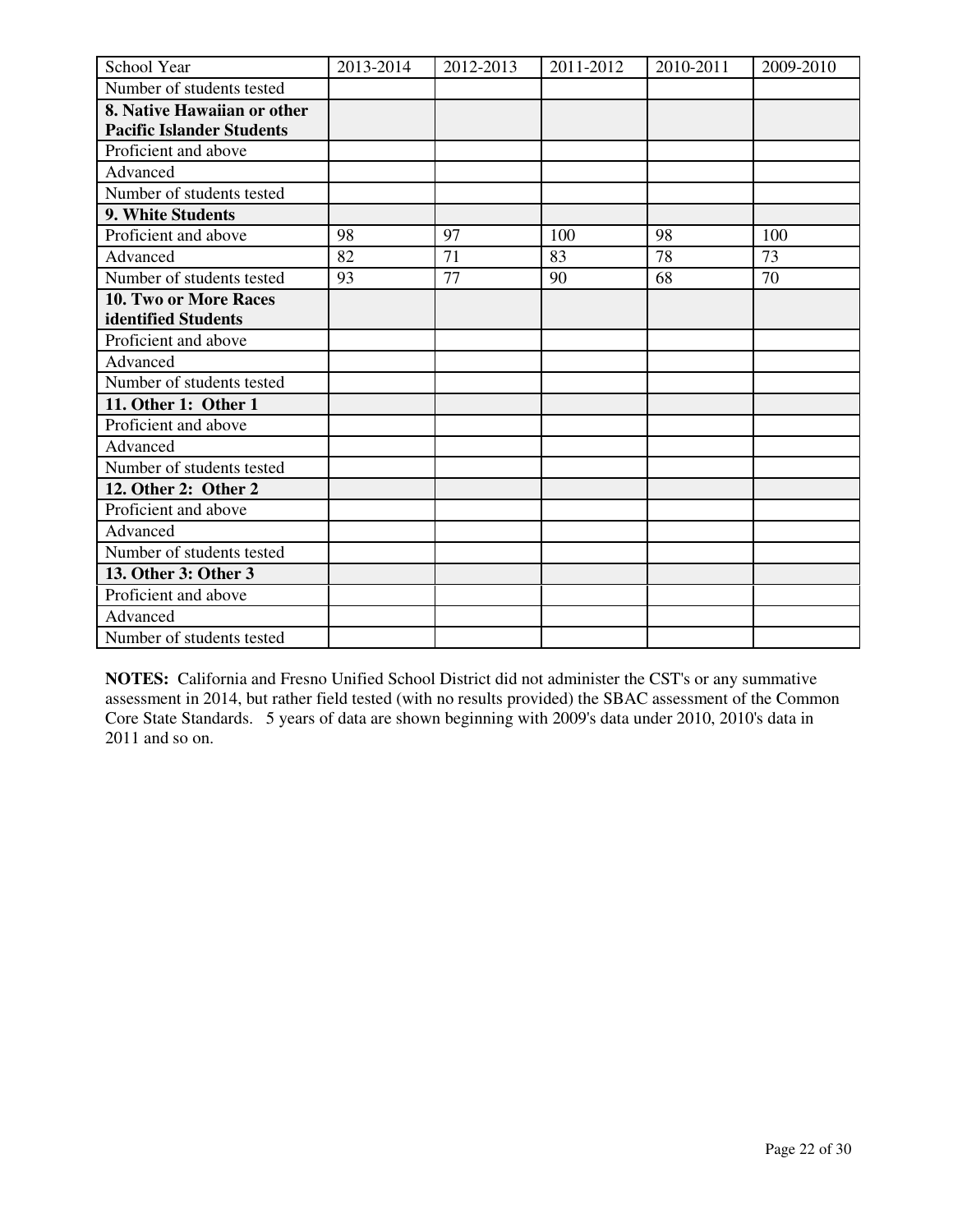| School Year | 2013-2014 | 2012-2013 | 2011-2012 | 2010-2011 | 2009-2010 |
|---|---|---|---|---|---|
| Number of students tested | | | | | |
| **8. Native Hawaiian or other Pacific Islander Students** | | | | | |
| Proficient and above | | | | | |
| Advanced | | | | | |
| Number of students tested | | | | | |
| **9. White Students** | | | | | |
| Proficient and above | 98 | 97 | 100 | 98 | 100 |
| Advanced | 82 | 71 | 83 | 78 | 73 |
| Number of students tested | 93 | 77 | 90 | 68 | 70 |
| **10. Two or More Races identified Students** | | | | | |
| Proficient and above | | | | | |
| Advanced | | | | | |
| Number of students tested | | | | | |
| **11. Other 1: Other 1** | | | | | |
| Proficient and above | | | | | |
| Advanced | | | | | |
| Number of students tested | | | | | |
| **12. Other 2: Other 2** | | | | | |
| Proficient and above | | | | | |
| Advanced | | | | | |
| Number of students tested | | | | | |
| **13. Other 3: Other 3** | | | | | |
| Proficient and above | | | | | |
| Advanced | | | | | |
| Number of students tested | | | | | |

**NOTES:** California and Fresno Unified School District did not administer the CST's or any summative assessment in 2014, but rather field tested (with no results provided) the SBAC assessment of the Common Core State Standards. 5 years of data are shown beginning with 2009's data under 2010, 2010's data in 2011 and so on.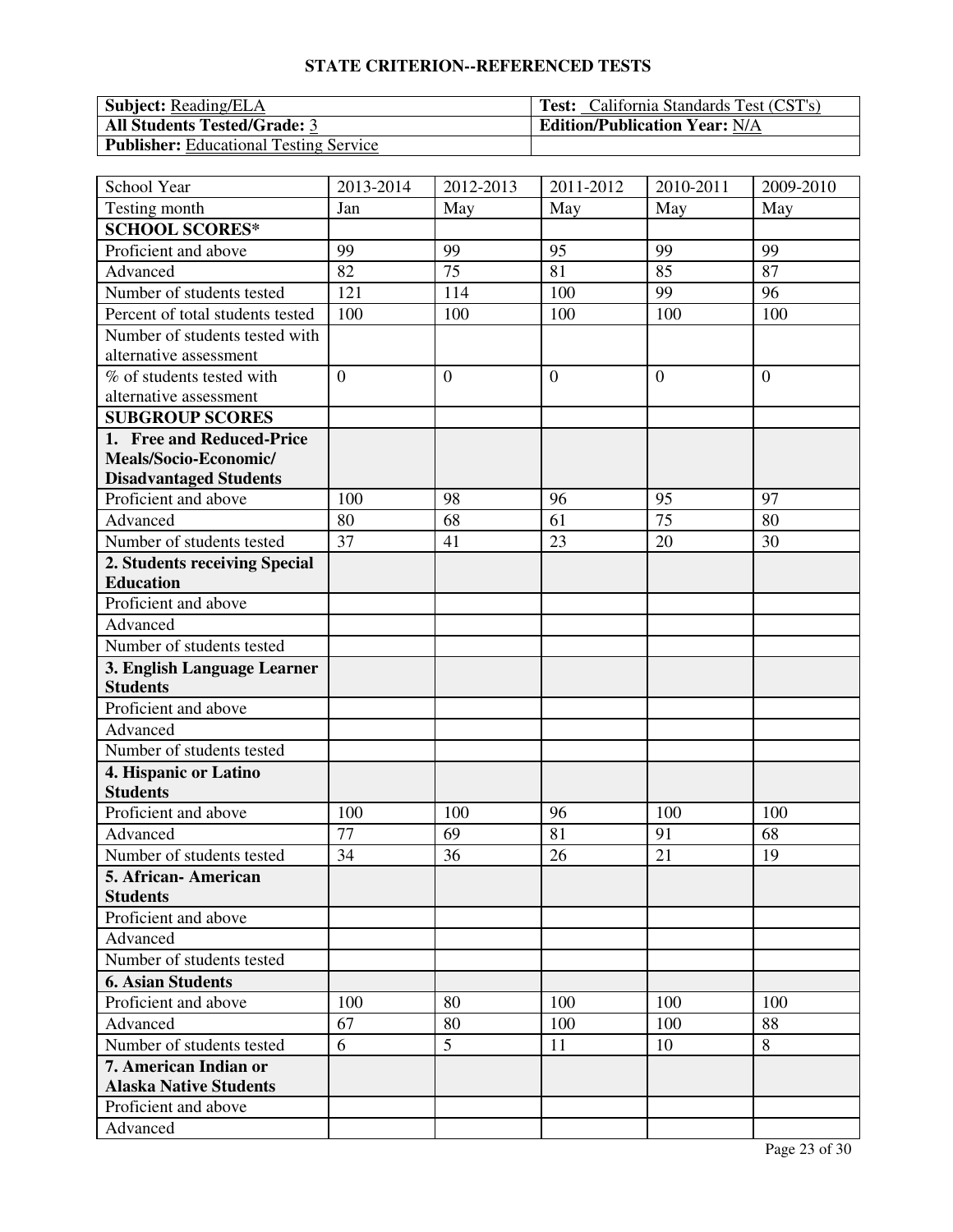## STATE CRITERION--REFERENCED TESTS

| **Subject:** Reading/ELA | **Test:** California Standards Test (CST's) |
|---|---|
| **All Students Tested/Grade:** 3 | **Edition/Publication Year:** N/A |
| **Publisher:** Educational Testing Service | |

| School Year | 2013-2014 | 2012-2013 | 2011-2012 | 2010-2011 | 2009-2010 |
|---|---|---|---|---|---|
| Testing month | Jan | May | May | May | May |
| **SCHOOL SCORES*** | | | | | |
| Proficient and above | 99 | 99 | 95 | 99 | 99 |
| Advanced | 82 | 75 | 81 | 85 | 87 |
| Number of students tested | 121 | 114 | 100 | 99 | 96 |
| Percent of total students tested | 100 | 100 | 100 | 100 | 100 |
| Number of students tested with alternative assessment | | | | | |
| % of students tested with alternative assessment | 0 | 0 | 0 | 0 | 0 |
| **SUBGROUP SCORES** | | | | | |
| **1. Free and Reduced-Price Meals/Socio-Economic/ Disadvantaged Students** | | | | | |
| Proficient and above | 100 | 98 | 96 | 95 | 97 |
| Advanced | 80 | 68 | 61 | 75 | 80 |
| Number of students tested | 37 | 41 | 23 | 20 | 30 |
| **2. Students receiving Special Education** | | | | | |
| Proficient and above | | | | | |
| Advanced | | | | | |
| Number of students tested | | | | | |
| **3. English Language Learner Students** | | | | | |
| Proficient and above | | | | | |
| Advanced | | | | | |
| Number of students tested | | | | | |
| **4. Hispanic or Latino Students** | | | | | |
| Proficient and above | 100 | 100 | 96 | 100 | 100 |
| Advanced | 77 | 69 | 81 | 91 | 68 |
| Number of students tested | 34 | 36 | 26 | 21 | 19 |
| **5. African- American Students** | | | | | |
| Proficient and above | | | | | |
| Advanced | | | | | |
| Number of students tested | | | | | |
| **6. Asian Students** | | | | | |
| Proficient and above | 100 | 80 | 100 | 100 | 100 |
| Advanced | 67 | 80 | 100 | 100 | 88 |
| Number of students tested | 6 | 5 | 11 | 10 | 8 |
| **7. American Indian or Alaska Native Students** | | | | | |
| Proficient and above | | | | | |
| Advanced | | | | | |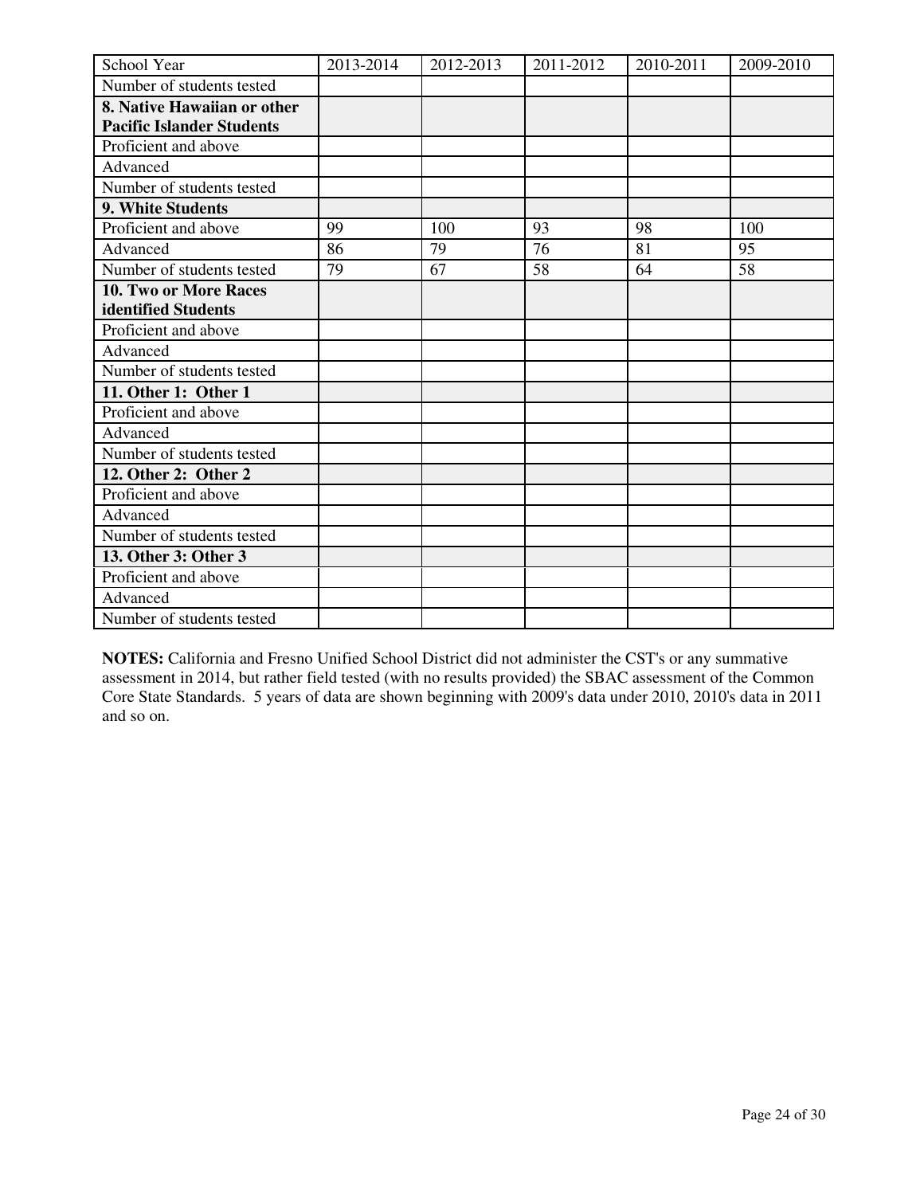| School Year | 2013-2014 | 2012-2013 | 2011-2012 | 2010-2011 | 2009-2010 |
|---|---|---|---|---|---|
| Number of students tested | | | | | |
| **8. Native Hawaiian or other Pacific Islander Students** | | | | | |
| Proficient and above | | | | | |
| Advanced | | | | | |
| Number of students tested | | | | | |
| **9. White Students** | | | | | |
| Proficient and above | 99 | 100 | 93 | 98 | 100 |
| Advanced | 86 | 79 | 76 | 81 | 95 |
| Number of students tested | 79 | 67 | 58 | 64 | 58 |
| **10. Two or More Races identified Students** | | | | | |
| Proficient and above | | | | | |
| Advanced | | | | | |
| Number of students tested | | | | | |
| **11. Other 1: Other 1** | | | | | |
| Proficient and above | | | | | |
| Advanced | | | | | |
| Number of students tested | | | | | |
| **12. Other 2: Other 2** | | | | | |
| Proficient and above | | | | | |
| Advanced | | | | | |
| Number of students tested | | | | | |
| **13. Other 3: Other 3** | | | | | |
| Proficient and above | | | | | |
| Advanced | | | | | |
| Number of students tested | | | | | |

**NOTES:** California and Fresno Unified School District did not administer the CST's or any summative assessment in 2014, but rather field tested (with no results provided) the SBAC assessment of the Common Core State Standards. 5 years of data are shown beginning with 2009's data under 2010, 2010's data in 2011 and so on.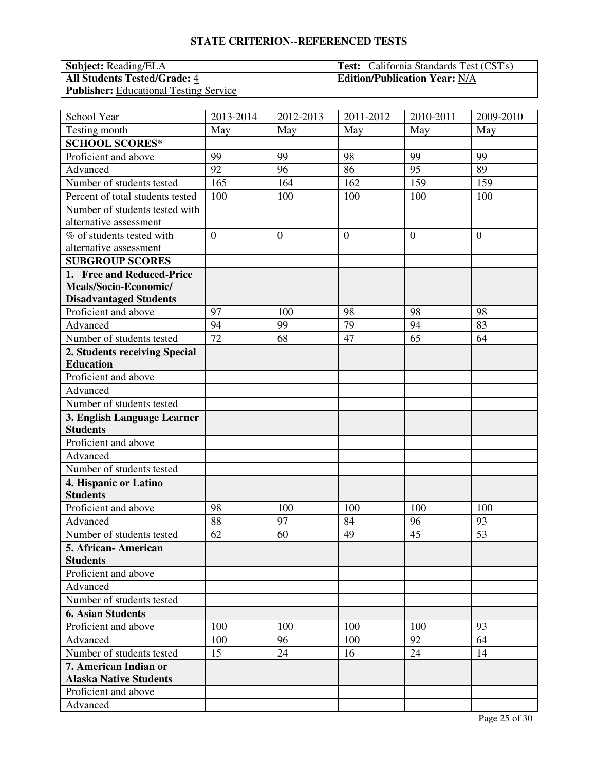## STATE CRITERION--REFERENCED TESTS

| **Subject:** Reading/ELA | **Test:** California Standards Test (CST's) |
|---|---|
| **All Students Tested/Grade:** 4 | **Edition/Publication Year:** N/A |
| **Publisher:** Educational Testing Service | |

| School Year | 2013-2014 | 2012-2013 | 2011-2012 | 2010-2011 | 2009-2010 |
|---|---|---|---|---|---|
| Testing month | May | May | May | May | May |
| **SCHOOL SCORES*** | | | | | |
| Proficient and above | 99 | 99 | 98 | 99 | 99 |
| Advanced | 92 | 96 | 86 | 95 | 89 |
| Number of students tested | 165 | 164 | 162 | 159 | 159 |
| Percent of total students tested | 100 | 100 | 100 | 100 | 100 |
| Number of students tested with alternative assessment | | | | | |
| % of students tested with alternative assessment | 0 | 0 | 0 | 0 | 0 |
| **SUBGROUP SCORES** | | | | | |
| **1. Free and Reduced-Price Meals/Socio-Economic/ Disadvantaged Students** | | | | | |
| Proficient and above | 97 | 100 | 98 | 98 | 98 |
| Advanced | 94 | 99 | 79 | 94 | 83 |
| Number of students tested | 72 | 68 | 47 | 65 | 64 |
| **2. Students receiving Special Education** | | | | | |
| Proficient and above | | | | | |
| Advanced | | | | | |
| Number of students tested | | | | | |
| **3. English Language Learner Students** | | | | | |
| Proficient and above | | | | | |
| Advanced | | | | | |
| Number of students tested | | | | | |
| **4. Hispanic or Latino Students** | | | | | |
| Proficient and above | 98 | 100 | 100 | 100 | 100 |
| Advanced | 88 | 97 | 84 | 96 | 93 |
| Number of students tested | 62 | 60 | 49 | 45 | 53 |
| **5. African- American Students** | | | | | |
| Proficient and above | | | | | |
| Advanced | | | | | |
| Number of students tested | | | | | |
| **6. Asian Students** | | | | | |
| Proficient and above | 100 | 100 | 100 | 100 | 93 |
| Advanced | 100 | 96 | 100 | 92 | 64 |
| Number of students tested | 15 | 24 | 16 | 24 | 14 |
| **7. American Indian or Alaska Native Students** | | | | | |
| Proficient and above | | | | | |
| Advanced | | | | | |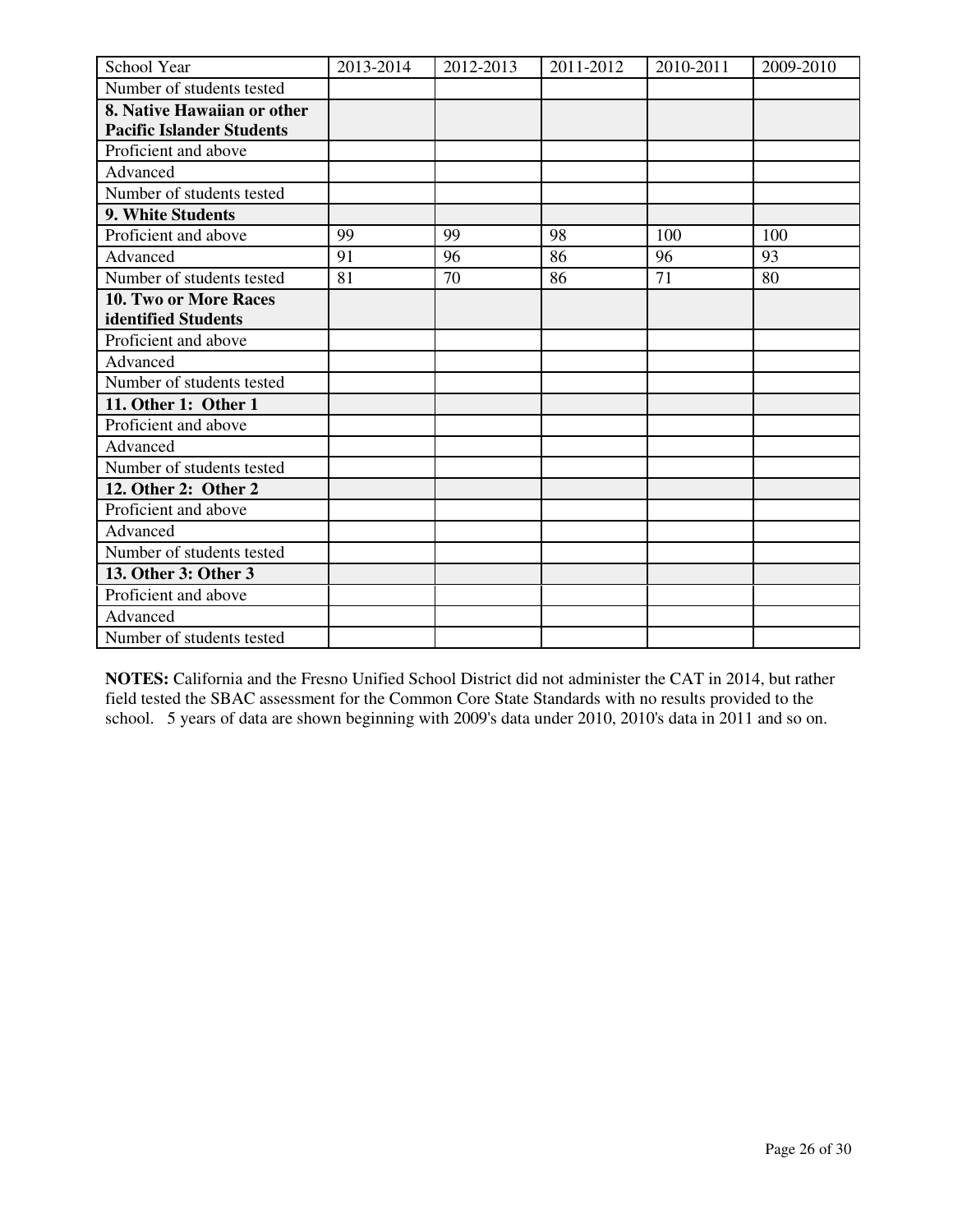| School Year | 2013-2014 | 2012-2013 | 2011-2012 | 2010-2011 | 2009-2010 |
|---|---|---|---|---|---|
| Number of students tested | | | | | |
| **8. Native Hawaiian or other Pacific Islander Students** | | | | | |
| Proficient and above | | | | | |
| Advanced | | | | | |
| Number of students tested | | | | | |
| **9. White Students** | | | | | |
| Proficient and above | 99 | 99 | 98 | 100 | 100 |
| Advanced | 91 | 96 | 86 | 96 | 93 |
| Number of students tested | 81 | 70 | 86 | 71 | 80 |
| **10. Two or More Races identified Students** | | | | | |
| Proficient and above | | | | | |
| Advanced | | | | | |
| Number of students tested | | | | | |
| **11. Other 1: Other 1** | | | | | |
| Proficient and above | | | | | |
| Advanced | | | | | |
| Number of students tested | | | | | |
| **12. Other 2: Other 2** | | | | | |
| Proficient and above | | | | | |
| Advanced | | | | | |
| Number of students tested | | | | | |
| **13. Other 3: Other 3** | | | | | |
| Proficient and above | | | | | |
| Advanced | | | | | |
| Number of students tested | | | | | |

**NOTES:** California and the Fresno Unified School District did not administer the CAT in 2014, but rather field tested the SBAC assessment for the Common Core State Standards with no results provided to the school. 5 years of data are shown beginning with 2009's data under 2010, 2010's data in 2011 and so on.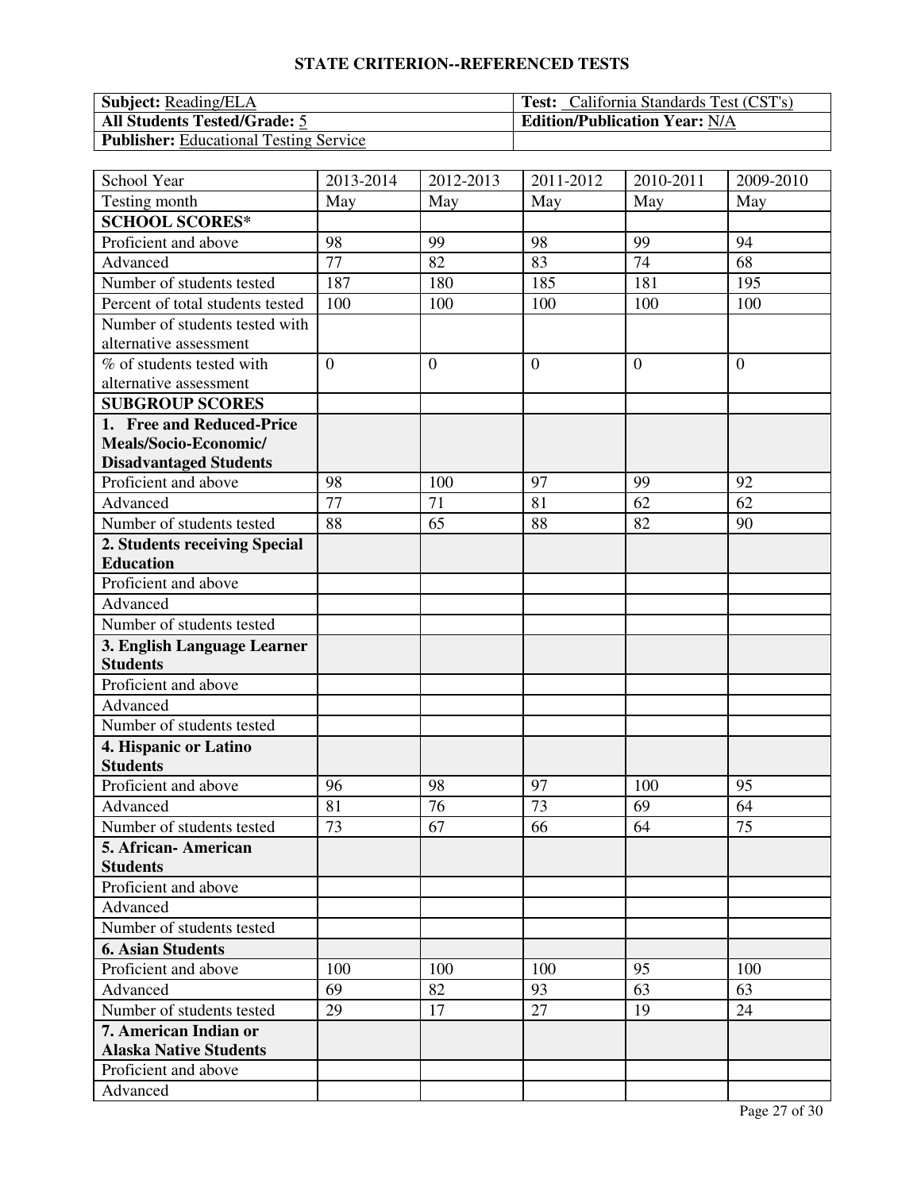# STATE CRITERION--REFERENCED TESTS

| **Subject:** Reading/ELA | **Test:** California Standards Test (CST's) |
|---|---|
| **All Students Tested/Grade:** 5 | **Edition/Publication Year:** N/A |
| **Publisher:** Educational Testing Service | |

| School Year | 2013-2014 | 2012-2013 | 2011-2012 | 2010-2011 | 2009-2010 |
|---|---|---|---|---|---|
| Testing month | May | May | May | May | May |
| **SCHOOL SCORES*** | | | | | |
| Proficient and above | 98 | 99 | 98 | 99 | 94 |
| Advanced | 77 | 82 | 83 | 74 | 68 |
| Number of students tested | 187 | 180 | 185 | 181 | 195 |
| Percent of total students tested | 100 | 100 | 100 | 100 | 100 |
| Number of students tested with alternative assessment | | | | | |
| % of students tested with alternative assessment | 0 | 0 | 0 | 0 | 0 |
| **SUBGROUP SCORES** | | | | | |
| **1. Free and Reduced-Price Meals/Socio-Economic/ Disadvantaged Students** | | | | | |
| Proficient and above | 98 | 100 | 97 | 99 | 92 |
| Advanced | 77 | 71 | 81 | 62 | 62 |
| Number of students tested | 88 | 65 | 88 | 82 | 90 |
| **2. Students receiving Special Education** | | | | | |
| Proficient and above | | | | | |
| Advanced | | | | | |
| Number of students tested | | | | | |
| **3. English Language Learner Students** | | | | | |
| Proficient and above | | | | | |
| Advanced | | | | | |
| Number of students tested | | | | | |
| **4. Hispanic or Latino Students** | | | | | |
| Proficient and above | 96 | 98 | 97 | 100 | 95 |
| Advanced | 81 | 76 | 73 | 69 | 64 |
| Number of students tested | 73 | 67 | 66 | 64 | 75 |
| **5. African- American Students** | | | | | |
| Proficient and above | | | | | |
| Advanced | | | | | |
| Number of students tested | | | | | |
| **6. Asian Students** | | | | | |
| Proficient and above | 100 | 100 | 100 | 95 | 100 |
| Advanced | 69 | 82 | 93 | 63 | 63 |
| Number of students tested | 29 | 17 | 27 | 19 | 24 |
| **7. American Indian or Alaska Native Students** | | | | | |
| Proficient and above | | | | | |
| Advanced | | | | | |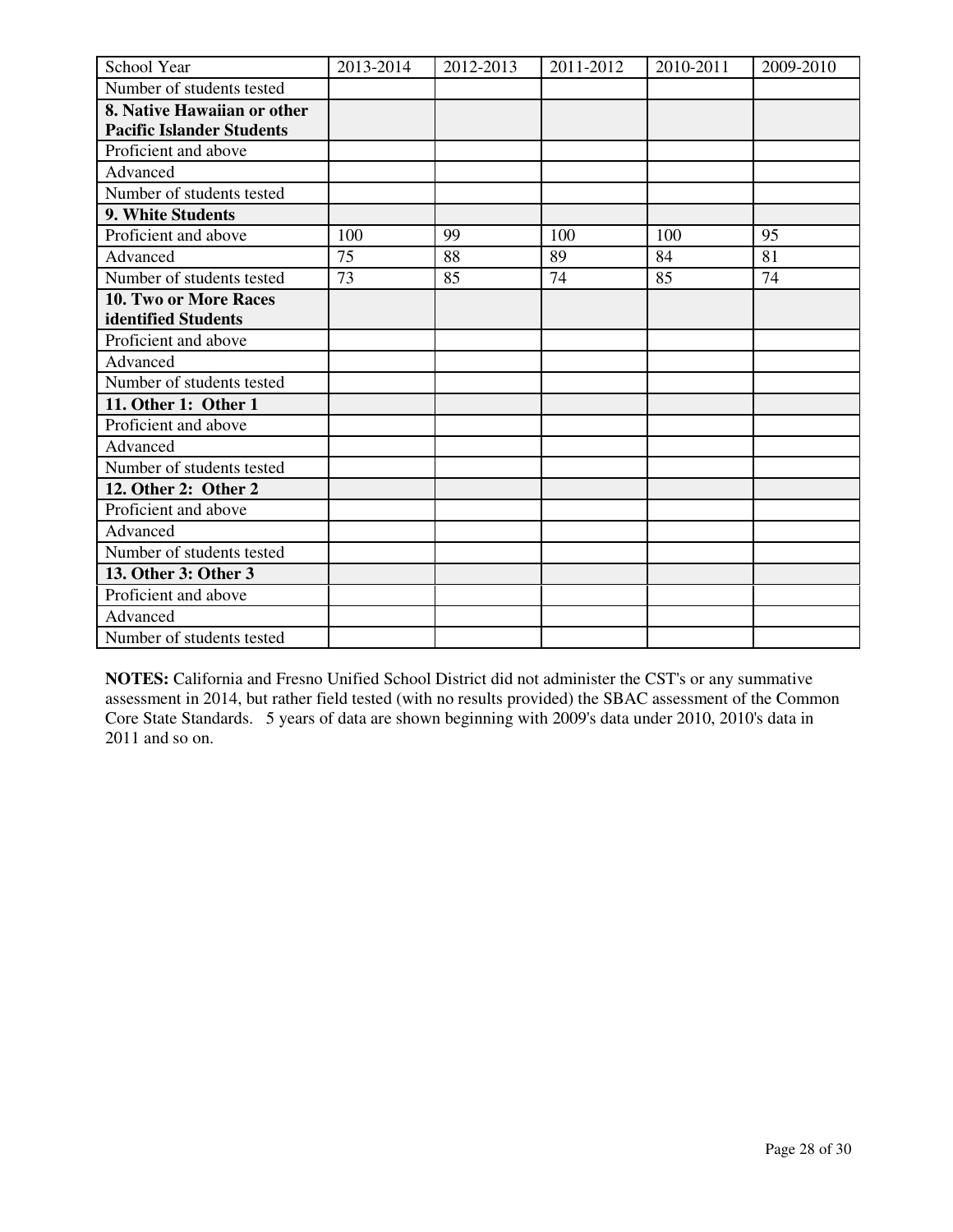| School Year | 2013-2014 | 2012-2013 | 2011-2012 | 2010-2011 | 2009-2010 |
|---|---|---|---|---|---|
| Number of students tested | | | | | |
| **8. Native Hawaiian or other Pacific Islander Students** | | | | | |
| Proficient and above | | | | | |
| Advanced | | | | | |
| Number of students tested | | | | | |
| **9. White Students** | | | | | |
| Proficient and above | 100 | 99 | 100 | 100 | 95 |
| Advanced | 75 | 88 | 89 | 84 | 81 |
| Number of students tested | 73 | 85 | 74 | 85 | 74 |
| **10. Two or More Races identified Students** | | | | | |
| Proficient and above | | | | | |
| Advanced | | | | | |
| Number of students tested | | | | | |
| **11. Other 1: Other 1** | | | | | |
| Proficient and above | | | | | |
| Advanced | | | | | |
| Number of students tested | | | | | |
| **12. Other 2: Other 2** | | | | | |
| Proficient and above | | | | | |
| Advanced | | | | | |
| Number of students tested | | | | | |
| **13. Other 3: Other 3** | | | | | |
| Proficient and above | | | | | |
| Advanced | | | | | |
| Number of students tested | | | | | |

**NOTES:** California and Fresno Unified School District did not administer the CST's or any summative assessment in 2014, but rather field tested (with no results provided) the SBAC assessment of the Common Core State Standards. 5 years of data are shown beginning with 2009's data under 2010, 2010's data in 2011 and so on.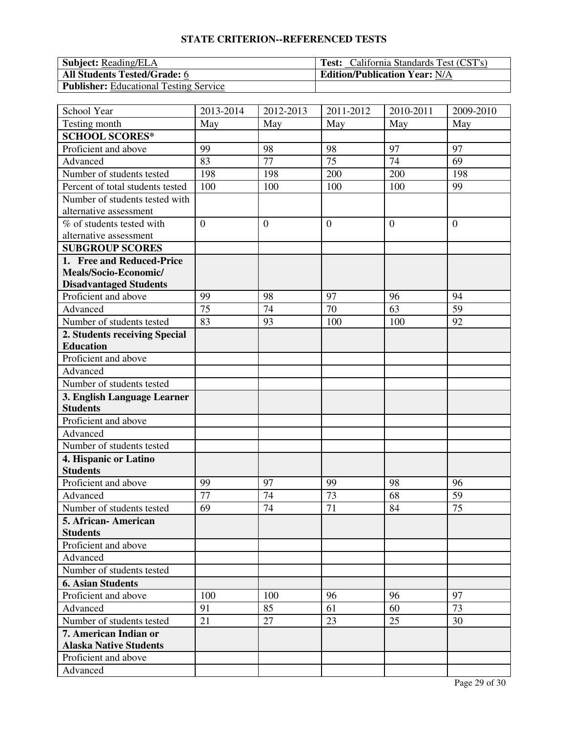## STATE CRITERION--REFERENCED TESTS

| **Subject:** Reading/ELA | **Test:** California Standards Test (CST's) |
|---|---|
| **All Students Tested/Grade:** 6 | **Edition/Publication Year:** N/A |
| **Publisher:** Educational Testing Service | |

| School Year | 2013-2014 | 2012-2013 | 2011-2012 | 2010-2011 | 2009-2010 |
|---|---|---|---|---|---|
| Testing month | May | May | May | May | May |
| **SCHOOL SCORES*** | | | | | |
| Proficient and above | 99 | 98 | 98 | 97 | 97 |
| Advanced | 83 | 77 | 75 | 74 | 69 |
| Number of students tested | 198 | 198 | 200 | 200 | 198 |
| Percent of total students tested | 100 | 100 | 100 | 100 | 99 |
| Number of students tested with alternative assessment | | | | | |
| % of students tested with alternative assessment | 0 | 0 | 0 | 0 | 0 |
| **SUBGROUP SCORES** | | | | | |
| **1. Free and Reduced-Price Meals/Socio-Economic/ Disadvantaged Students** | | | | | |
| Proficient and above | 99 | 98 | 97 | 96 | 94 |
| Advanced | 75 | 74 | 70 | 63 | 59 |
| Number of students tested | 83 | 93 | 100 | 100 | 92 |
| **2. Students receiving Special Education** | | | | | |
| Proficient and above | | | | | |
| Advanced | | | | | |
| Number of students tested | | | | | |
| **3. English Language Learner Students** | | | | | |
| Proficient and above | | | | | |
| Advanced | | | | | |
| Number of students tested | | | | | |
| **4. Hispanic or Latino Students** | | | | | |
| Proficient and above | 99 | 97 | 99 | 98 | 96 |
| Advanced | 77 | 74 | 73 | 68 | 59 |
| Number of students tested | 69 | 74 | 71 | 84 | 75 |
| **5. African- American Students** | | | | | |
| Proficient and above | | | | | |
| Advanced | | | | | |
| Number of students tested | | | | | |
| **6. Asian Students** | | | | | |
| Proficient and above | 100 | 100 | 96 | 96 | 97 |
| Advanced | 91 | 85 | 61 | 60 | 73 |
| Number of students tested | 21 | 27 | 23 | 25 | 30 |
| **7. American Indian or Alaska Native Students** | | | | | |
| Proficient and above | | | | | |
| Advanced | | | | | |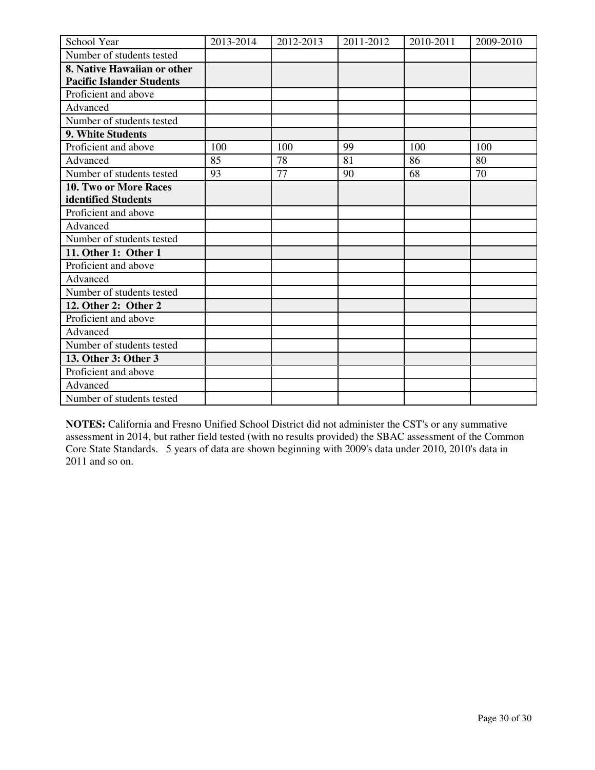| School Year | 2013-2014 | 2012-2013 | 2011-2012 | 2010-2011 | 2009-2010 |
| --- | --- | --- | --- | --- | --- |
| Number of students tested | | | | | |
| **8. Native Hawaiian or other Pacific Islander Students** | | | | | |
| Proficient and above | | | | | |
| Advanced | | | | | |
| Number of students tested | | | | | |
| **9. White Students** | | | | | |
| Proficient and above | 100 | 100 | 99 | 100 | 100 |
| Advanced | 85 | 78 | 81 | 86 | 80 |
| Number of students tested | 93 | 77 | 90 | 68 | 70 |
| **10. Two or More Races identified Students** | | | | | |
| Proficient and above | | | | | |
| Advanced | | | | | |
| Number of students tested | | | | | |
| **11. Other 1: Other 1** | | | | | |
| Proficient and above | | | | | |
| Advanced | | | | | |
| Number of students tested | | | | | |
| **12. Other 2: Other 2** | | | | | |
| Proficient and above | | | | | |
| Advanced | | | | | |
| Number of students tested | | | | | |
| **13. Other 3: Other 3** | | | | | |
| Proficient and above | | | | | |
| Advanced | | | | | |
| Number of students tested | | | | | |

**NOTES:** California and Fresno Unified School District did not administer the CST's or any summative assessment in 2014, but rather field tested (with no results provided) the SBAC assessment of the Common Core State Standards. 5 years of data are shown beginning with 2009's data under 2010, 2010's data in 2011 and so on.